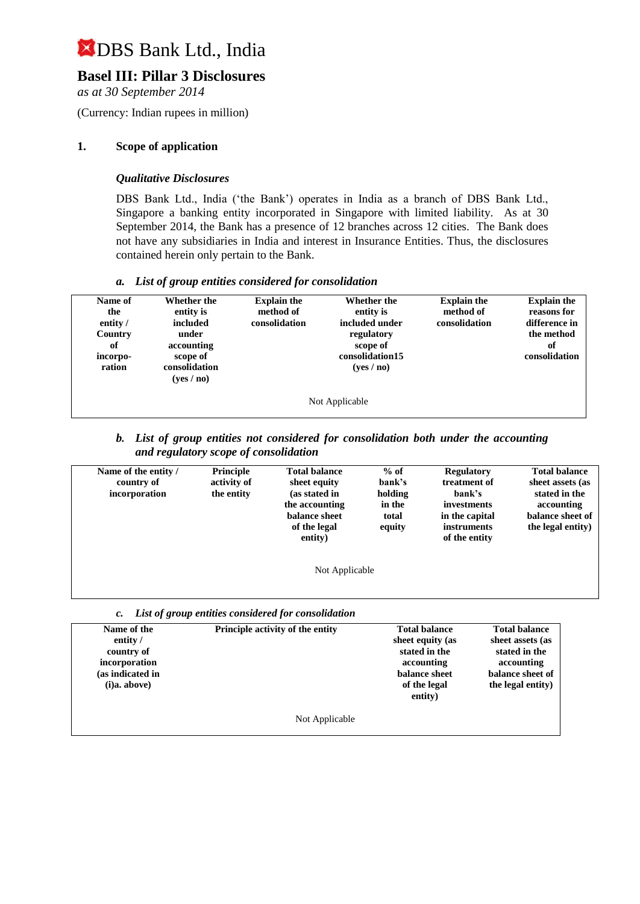# DBS Bank Ltd., India

## Basel III: Pillar 3 Disclosures

*as at 30 September 2014*

(Currency: Indian rupees in million)

### 1. Scope of application

#### *Qualitative Disclosures*

DBS Bank Ltd., India ('the Bank') operates in India as a branch of DBS Bank Ltd., Singapore a banking entity incorporated in Singapore with limited liability. As at 30 September 2014, the Bank has a presence of 12 branches across 12 cities. The Bank does not have any subsidiaries in India and interest in Insurance Entities. Thus, the disclosures contained herein only pertain to the Bank.

***a. List of group entities considered for consolidation***

| Name of the entity / Country of incorpo-ration | Whether the entity is included under accounting scope of consolidation (yes / no) | Explain the method of consolidation | Whether the entity is included under regulatory scope of consolidation15 (yes / no) | Explain the method of consolidation | Explain the reasons for difference in the method of consolidation |
|---|---|---|---|---|---|
| Not Applicable | | | | | |

***b. List of group entities not considered for consolidation both under the accounting and regulatory scope of consolidation***

| Name of the entity / country of incorporation | Principle activity of the entity | Total balance sheet equity (as stated in the accounting balance sheet of the legal entity) | % of bank's holding in the total equity | Regulatory treatment of bank's investments in the capital instruments of the entity | Total balance sheet assets (as stated in the accounting balance sheet of the legal entity) |
|---|---|---|---|---|---|
| Not Applicable | | | | | |

***c. List of group entities considered for consolidation***

| Name of the entity / country of incorporation (as indicated in (i)a. above) | Principle activity of the entity | Total balance sheet equity (as stated in the accounting balance sheet of the legal entity) | Total balance sheet assets (as stated in the accounting balance sheet of the legal entity) |
|---|---|---|---|
| Not Applicable | | | |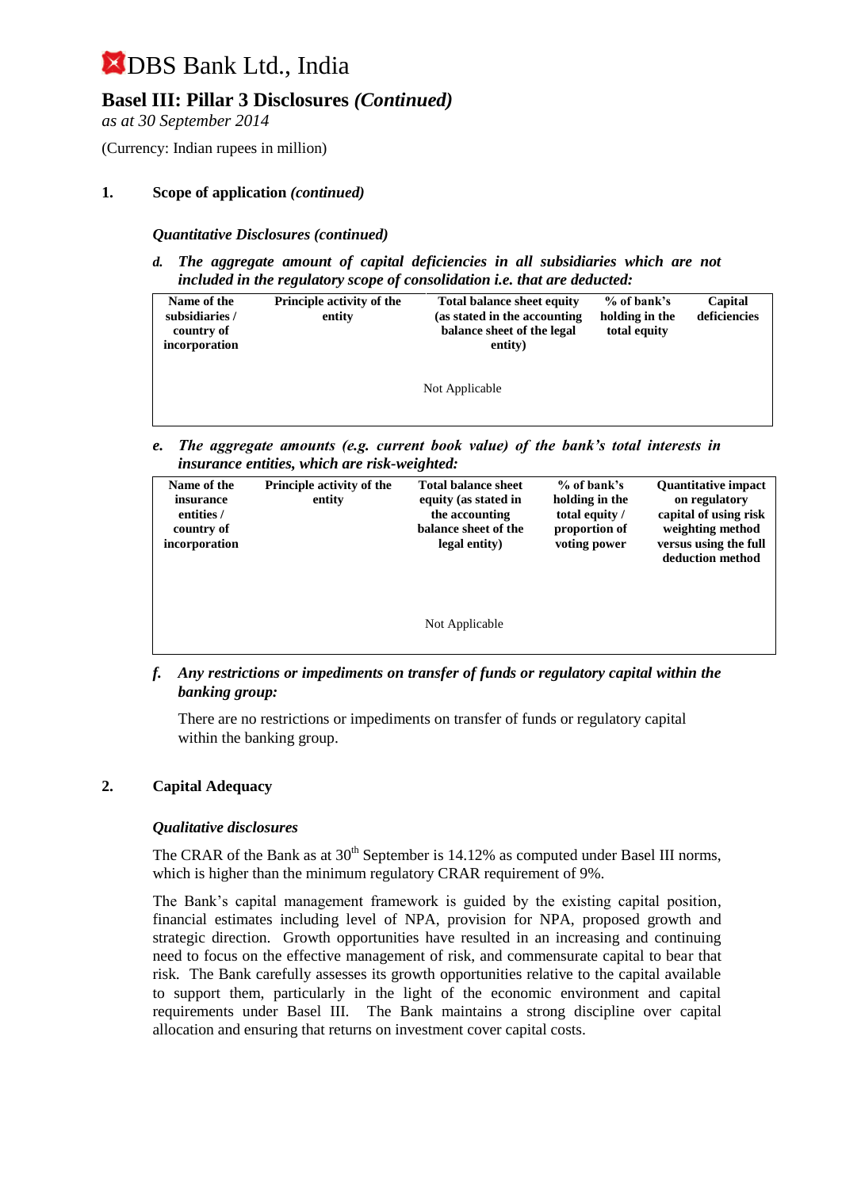# DBS Bank Ltd., India

## Basel III: Pillar 3 Disclosures *(Continued)*

*as at 30 September 2014*

(Currency: Indian rupees in million)

### 1. Scope of application *(continued)*

***Quantitative Disclosures (continued)***

***d. The aggregate amount of capital deficiencies in all subsidiaries which are not included in the regulatory scope of consolidation i.e. that are deducted:***

| Name of the subsidiaries / country of incorporation | Principle activity of the entity | Total balance sheet equity (as stated in the accounting balance sheet of the legal entity) | % of bank's holding in the total equity | Capital deficiencies |
|---|---|---|---|---|
| | | Not Applicable | | |

***e. The aggregate amounts (e.g. current book value) of the bank's total interests in insurance entities, which are risk-weighted:***

| Name of the insurance entities / country of incorporation | Principle activity of the entity | Total balance sheet equity (as stated in the accounting balance sheet of the legal entity) | % of bank's holding in the total equity / proportion of voting power | Quantitative impact on regulatory capital of using risk weighting method versus using the full deduction method |
|---|---|---|---|---|
| | | Not Applicable | | |

***f. Any restrictions or impediments on transfer of funds or regulatory capital within the banking group:***

There are no restrictions or impediments on transfer of funds or regulatory capital within the banking group.

### 2. Capital Adequacy

***Qualitative disclosures***

The CRAR of the Bank as at 30th September is 14.12% as computed under Basel III norms, which is higher than the minimum regulatory CRAR requirement of 9%.

The Bank's capital management framework is guided by the existing capital position, financial estimates including level of NPA, provision for NPA, proposed growth and strategic direction. Growth opportunities have resulted in an increasing and continuing need to focus on the effective management of risk, and commensurate capital to bear that risk. The Bank carefully assesses its growth opportunities relative to the capital available to support them, particularly in the light of the economic environment and capital requirements under Basel III. The Bank maintains a strong discipline over capital allocation and ensuring that returns on investment cover capital costs.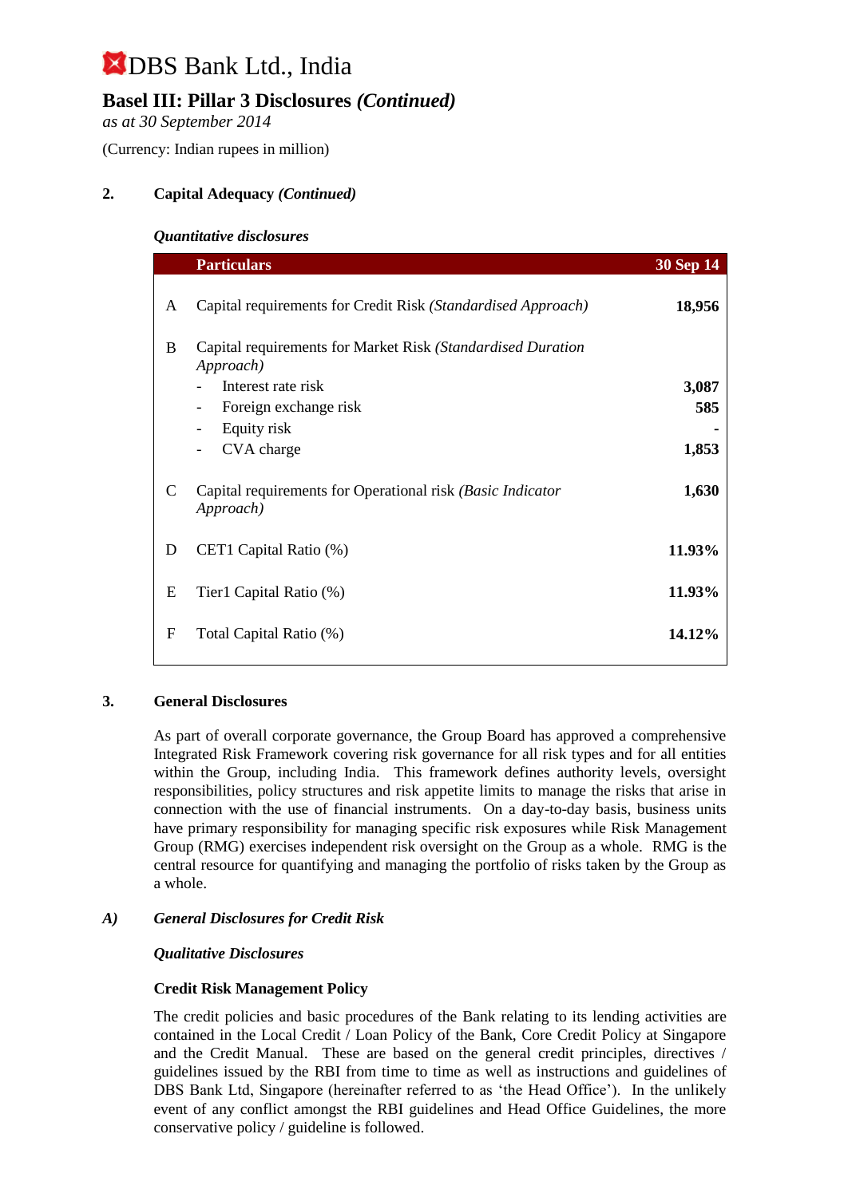## 2. Capital Adequacy *(Continued)*

### *Quantitative disclosures*

| | Particulars | 30 Sep 14 |
|---|---|---|
| A | Capital requirements for Credit Risk *(Standardised Approach)* | **18,956** |
| B | Capital requirements for Market Risk *(Standardised Duration Approach)* | |
| | - Interest rate risk | **3,087** |
| | - Foreign exchange risk | **585** |
| | - Equity risk | **-** |
| | - CVA charge | **1,853** |
| C | Capital requirements for Operational risk *(Basic Indicator Approach)* | **1,630** |
| D | CET1 Capital Ratio (%) | **11.93%** |
| E | Tier1 Capital Ratio (%) | **11.93%** |
| F | Total Capital Ratio (%) | **14.12%** |

## 3. General Disclosures

As part of overall corporate governance, the Group Board has approved a comprehensive Integrated Risk Framework covering risk governance for all risk types and for all entities within the Group, including India. This framework defines authority levels, oversight responsibilities, policy structures and risk appetite limits to manage the risks that arise in connection with the use of financial instruments. On a day-to-day basis, business units have primary responsibility for managing specific risk exposures while Risk Management Group (RMG) exercises independent risk oversight on the Group as a whole. RMG is the central resource for quantifying and managing the portfolio of risks taken by the Group as a whole.

### *A) General Disclosures for Credit Risk*

#### *Qualitative Disclosures*

**Credit Risk Management Policy**

The credit policies and basic procedures of the Bank relating to its lending activities are contained in the Local Credit / Loan Policy of the Bank, Core Credit Policy at Singapore and the Credit Manual. These are based on the general credit principles, directives / guidelines issued by the RBI from time to time as well as instructions and guidelines of DBS Bank Ltd, Singapore (hereinafter referred to as 'the Head Office'). In the unlikely event of any conflict amongst the RBI guidelines and Head Office Guidelines, the more conservative policy / guideline is followed.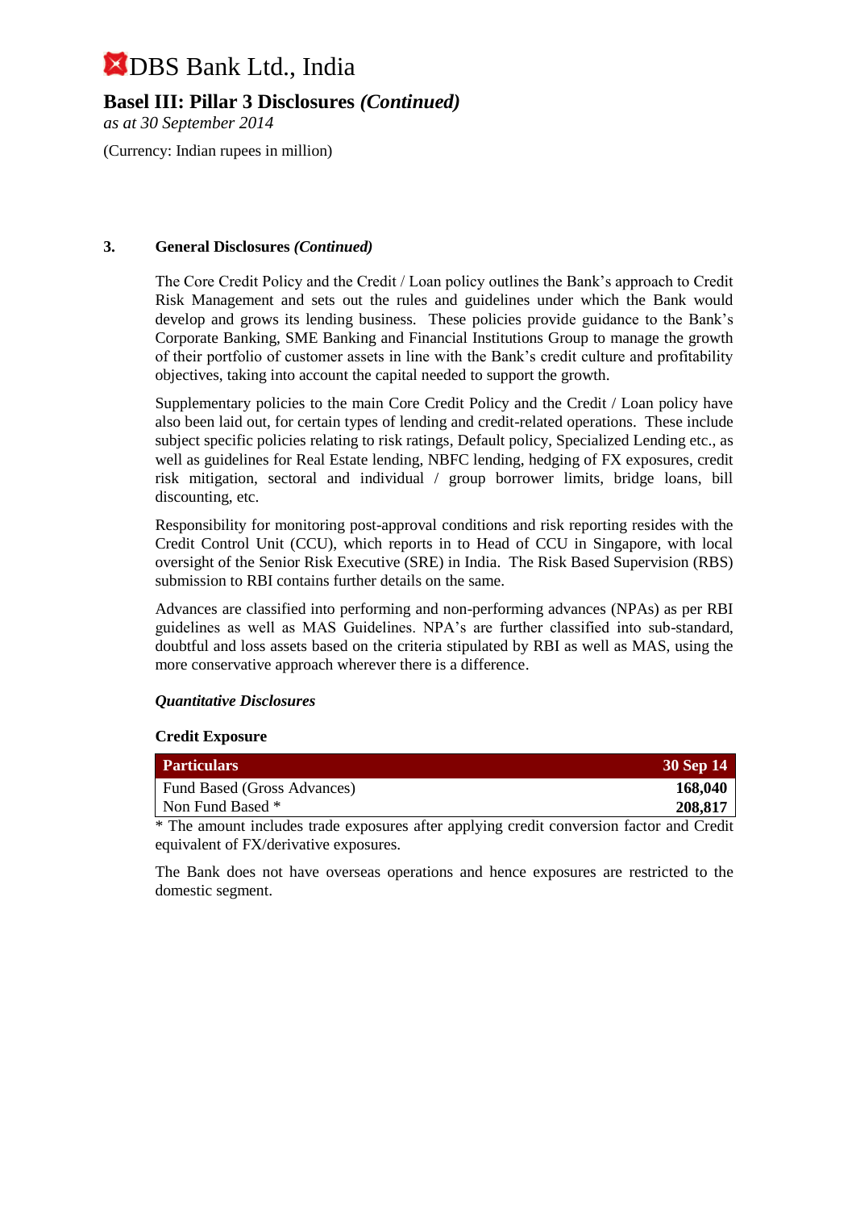# DBS Bank Ltd., India

## Basel III: Pillar 3 Disclosures *(Continued)*

*as at 30 September 2014*

(Currency: Indian rupees in million)

### 3. General Disclosures *(Continued)*

The Core Credit Policy and the Credit / Loan policy outlines the Bank's approach to Credit Risk Management and sets out the rules and guidelines under which the Bank would develop and grows its lending business. These policies provide guidance to the Bank's Corporate Banking, SME Banking and Financial Institutions Group to manage the growth of their portfolio of customer assets in line with the Bank's credit culture and profitability objectives, taking into account the capital needed to support the growth.

Supplementary policies to the main Core Credit Policy and the Credit / Loan policy have also been laid out, for certain types of lending and credit-related operations. These include subject specific policies relating to risk ratings, Default policy, Specialized Lending etc., as well as guidelines for Real Estate lending, NBFC lending, hedging of FX exposures, credit risk mitigation, sectoral and individual / group borrower limits, bridge loans, bill discounting, etc.

Responsibility for monitoring post-approval conditions and risk reporting resides with the Credit Control Unit (CCU), which reports in to Head of CCU in Singapore, with local oversight of the Senior Risk Executive (SRE) in India. The Risk Based Supervision (RBS) submission to RBI contains further details on the same.

Advances are classified into performing and non-performing advances (NPAs) as per RBI guidelines as well as MAS Guidelines. NPA's are further classified into sub-standard, doubtful and loss assets based on the criteria stipulated by RBI as well as MAS, using the more conservative approach wherever there is a difference.

***Quantitative Disclosures***

**Credit Exposure**

| Particulars | 30 Sep 14 |
|---|---|
| Fund Based (Gross Advances) | **168,040** |
| Non Fund Based * | **208,817** |

* The amount includes trade exposures after applying credit conversion factor and Credit equivalent of FX/derivative exposures.

The Bank does not have overseas operations and hence exposures are restricted to the domestic segment.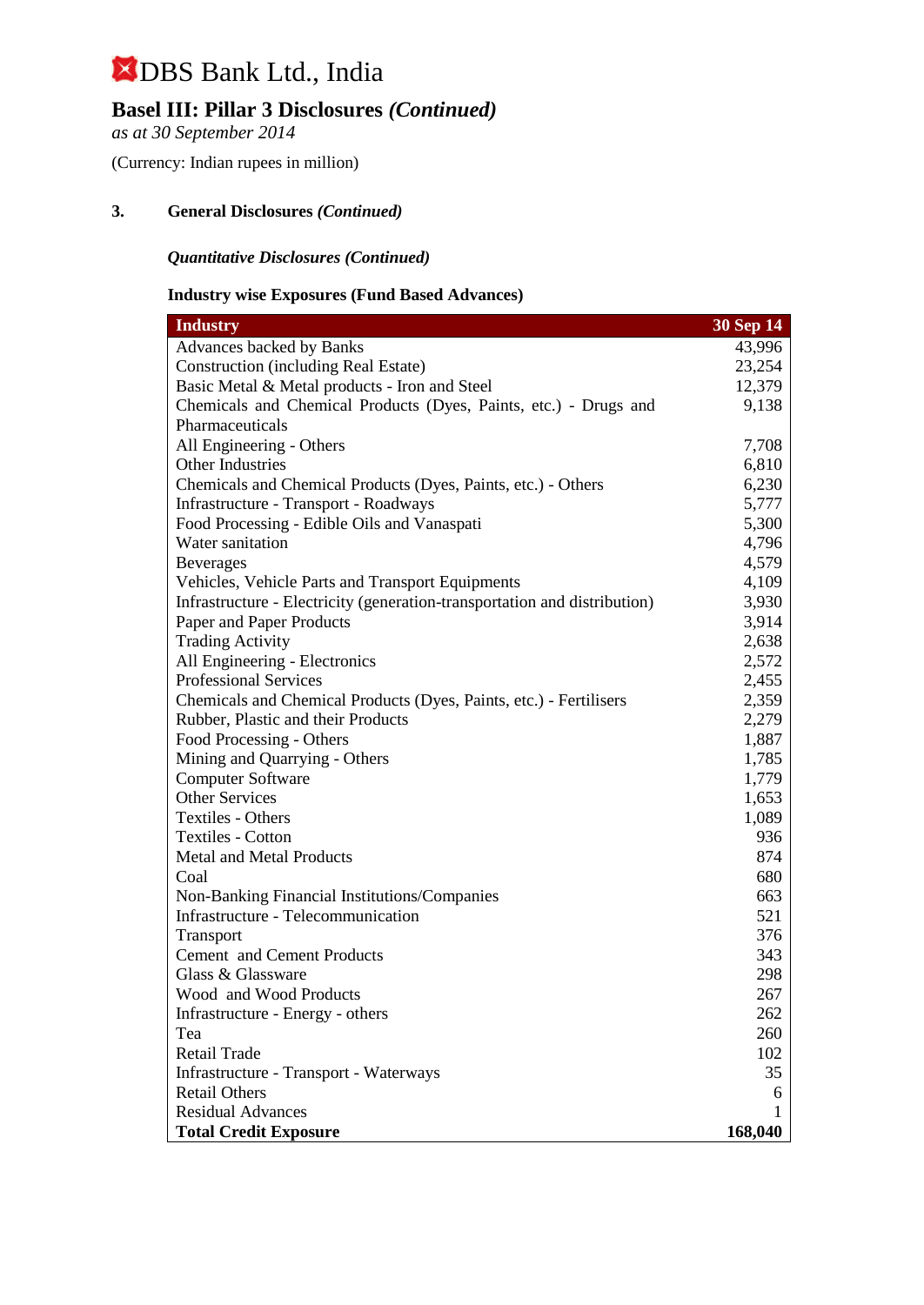# DBS Bank Ltd., India

## Basel III: Pillar 3 Disclosures *(Continued)*

*as at 30 September 2014*

(Currency: Indian rupees in million)

### 3. General Disclosures *(Continued)*

***Quantitative Disclosures (Continued)***

**Industry wise Exposures (Fund Based Advances)**

| Industry | 30 Sep 14 |
|---|---|
| Advances backed by Banks | 43,996 |
| Construction (including Real Estate) | 23,254 |
| Basic Metal & Metal products - Iron and Steel | 12,379 |
| Chemicals and Chemical Products (Dyes, Paints, etc.) - Drugs and Pharmaceuticals | 9,138 |
| All Engineering - Others | 7,708 |
| Other Industries | 6,810 |
| Chemicals and Chemical Products (Dyes, Paints, etc.) - Others | 6,230 |
| Infrastructure - Transport - Roadways | 5,777 |
| Food Processing - Edible Oils and Vanaspati | 5,300 |
| Water sanitation | 4,796 |
| Beverages | 4,579 |
| Vehicles, Vehicle Parts and Transport Equipments | 4,109 |
| Infrastructure - Electricity (generation-transportation and distribution) | 3,930 |
| Paper and Paper Products | 3,914 |
| Trading Activity | 2,638 |
| All Engineering - Electronics | 2,572 |
| Professional Services | 2,455 |
| Chemicals and Chemical Products (Dyes, Paints, etc.) - Fertilisers | 2,359 |
| Rubber, Plastic and their Products | 2,279 |
| Food Processing - Others | 1,887 |
| Mining and Quarrying - Others | 1,785 |
| Computer Software | 1,779 |
| Other Services | 1,653 |
| Textiles - Others | 1,089 |
| Textiles - Cotton | 936 |
| Metal and Metal Products | 874 |
| Coal | 680 |
| Non-Banking Financial Institutions/Companies | 663 |
| Infrastructure - Telecommunication | 521 |
| Transport | 376 |
| Cement and Cement Products | 343 |
| Glass & Glassware | 298 |
| Wood and Wood Products | 267 |
| Infrastructure - Energy - others | 262 |
| Tea | 260 |
| Retail Trade | 102 |
| Infrastructure - Transport - Waterways | 35 |
| Retail Others | 6 |
| Residual Advances | 1 |
| **Total Credit Exposure** | **168,040** |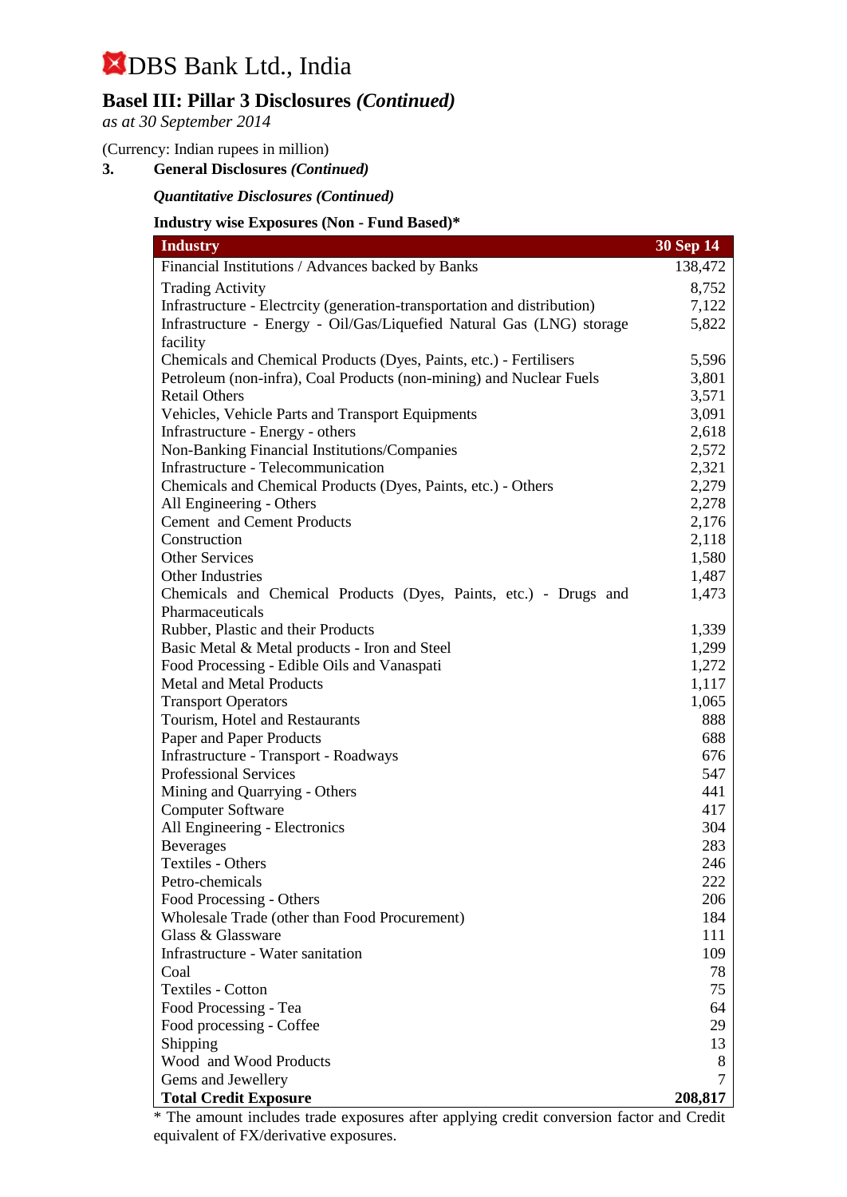# DBS Bank Ltd., India

## Basel III: Pillar 3 Disclosures *(Continued)*

*as at 30 September 2014*

(Currency: Indian rupees in million)

### 3. General Disclosures *(Continued)*

***Quantitative Disclosures (Continued)***

**Industry wise Exposures (Non - Fund Based)***

| Industry | 30 Sep 14 |
|---|---|
| Financial Institutions / Advances backed by Banks | 138,472 |
| Trading Activity | 8,752 |
| Infrastructure - Electrcity (generation-transportation and distribution) | 7,122 |
| Infrastructure - Energy - Oil/Gas/Liquefied Natural Gas (LNG) storage facility | 5,822 |
| Chemicals and Chemical Products (Dyes, Paints, etc.) - Fertilisers | 5,596 |
| Petroleum (non-infra), Coal Products (non-mining) and Nuclear Fuels | 3,801 |
| Retail Others | 3,571 |
| Vehicles, Vehicle Parts and Transport Equipments | 3,091 |
| Infrastructure - Energy - others | 2,618 |
| Non-Banking Financial Institutions/Companies | 2,572 |
| Infrastructure - Telecommunication | 2,321 |
| Chemicals and Chemical Products (Dyes, Paints, etc.) - Others | 2,279 |
| All Engineering - Others | 2,278 |
| Cement and Cement Products | 2,176 |
| Construction | 2,118 |
| Other Services | 1,580 |
| Other Industries | 1,487 |
| Chemicals and Chemical Products (Dyes, Paints, etc.) - Drugs and Pharmaceuticals | 1,473 |
| Rubber, Plastic and their Products | 1,339 |
| Basic Metal & Metal products - Iron and Steel | 1,299 |
| Food Processing - Edible Oils and Vanaspati | 1,272 |
| Metal and Metal Products | 1,117 |
| Transport Operators | 1,065 |
| Tourism, Hotel and Restaurants | 888 |
| Paper and Paper Products | 688 |
| Infrastructure - Transport - Roadways | 676 |
| Professional Services | 547 |
| Mining and Quarrying - Others | 441 |
| Computer Software | 417 |
| All Engineering - Electronics | 304 |
| Beverages | 283 |
| Textiles - Others | 246 |
| Petro-chemicals | 222 |
| Food Processing - Others | 206 |
| Wholesale Trade (other than Food Procurement) | 184 |
| Glass & Glassware | 111 |
| Infrastructure - Water sanitation | 109 |
| Coal | 78 |
| Textiles - Cotton | 75 |
| Food Processing - Tea | 64 |
| Food processing - Coffee | 29 |
| Shipping | 13 |
| Wood and Wood Products | 8 |
| Gems and Jewellery | 7 |
| **Total Credit Exposure** | **208,817** |

* The amount includes trade exposures after applying credit conversion factor and Credit equivalent of FX/derivative exposures.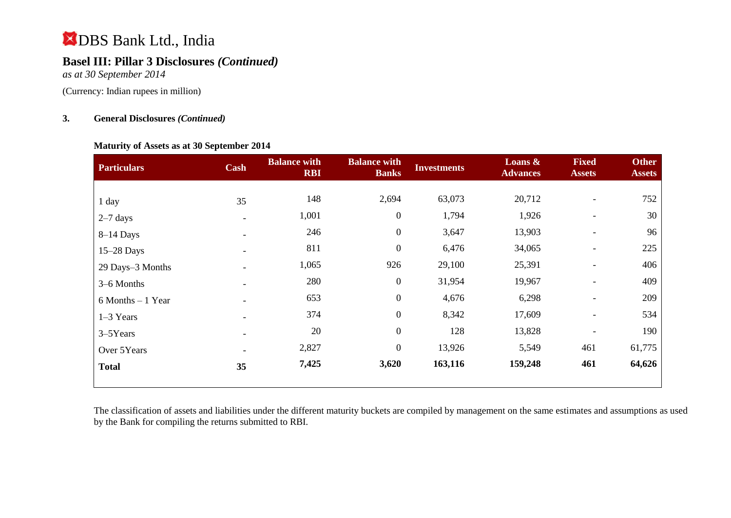# DBS Bank Ltd., India

## Basel III: Pillar 3 Disclosures *(Continued)*

*as at 30 September 2014*

(Currency: Indian rupees in million)

### 3. General Disclosures *(Continued)*

**Maturity of Assets as at 30 September 2014**

| Particulars | Cash | Balance with RBI | Balance with Banks | Investments | Loans & Advances | Fixed Assets | Other Assets |
|---|---|---|---|---|---|---|---|
| 1 day | 35 | 148 | 2,694 | 63,073 | 20,712 | - | 752 |
| 2–7 days | - | 1,001 | 0 | 1,794 | 1,926 | - | 30 |
| 8–14 Days | - | 246 | 0 | 3,647 | 13,903 | - | 96 |
| 15–28 Days | - | 811 | 0 | 6,476 | 34,065 | - | 225 |
| 29 Days–3 Months | - | 1,065 | 926 | 29,100 | 25,391 | - | 406 |
| 3–6 Months | - | 280 | 0 | 31,954 | 19,967 | - | 409 |
| 6 Months – 1 Year | - | 653 | 0 | 4,676 | 6,298 | - | 209 |
| 1–3 Years | - | 374 | 0 | 8,342 | 17,609 | - | 534 |
| 3–5Years | - | 20 | 0 | 128 | 13,828 | - | 190 |
| Over 5Years | - | 2,827 | 0 | 13,926 | 5,549 | 461 | 61,775 |
| **Total** | **35** | **7,425** | **3,620** | **163,116** | **159,248** | **461** | **64,626** |

The classification of assets and liabilities under the different maturity buckets are compiled by management on the same estimates and assumptions as used by the Bank for compiling the returns submitted to RBI.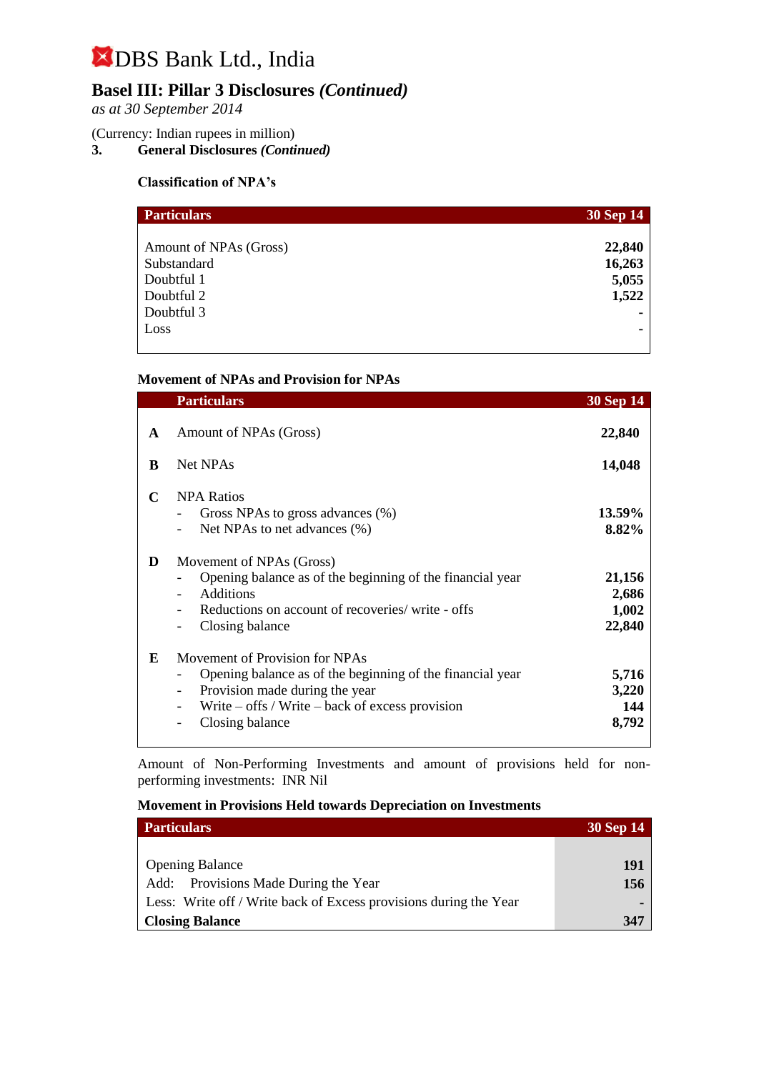# DBS Bank Ltd., India

## Basel III: Pillar 3 Disclosures *(Continued)*

*as at 30 September 2014*

(Currency: Indian rupees in million)

### 3. General Disclosures *(Continued)*

**Classification of NPA's**

| Particulars | 30 Sep 14 |
|---|---|
| Amount of NPAs (Gross) | **22,840** |
| Substandard | **16,263** |
| Doubtful 1 | **5,055** |
| Doubtful 2 | **1,522** |
| Doubtful 3 | **-** |
| Loss | **-** |

**Movement of NPAs and Provision for NPAs**

| | Particulars | 30 Sep 14 |
|---|---|---|
| **A** | Amount of NPAs (Gross) | **22,840** |
| **B** | Net NPAs | **14,048** |
| **C** | NPA Ratios | |
| | - Gross NPAs to gross advances (%) | **13.59%** |
| | - Net NPAs to net advances (%) | **8.82%** |
| **D** | Movement of NPAs (Gross) | |
| | - Opening balance as of the beginning of the financial year | **21,156** |
| | - Additions | **2,686** |
| | - Reductions on account of recoveries/ write - offs | **1,002** |
| | - Closing balance | **22,840** |
| **E** | Movement of Provision for NPAs | |
| | - Opening balance as of the beginning of the financial year | **5,716** |
| | - Provision made during the year | **3,220** |
| | - Write – offs / Write – back of excess provision | **144** |
| | - Closing balance | **8,792** |

Amount of Non-Performing Investments and amount of provisions held for non-performing investments: INR Nil

**Movement in Provisions Held towards Depreciation on Investments**

| Particulars | 30 Sep 14 |
|---|---|
| Opening Balance | **191** |
| Add: Provisions Made During the Year | **156** |
| Less: Write off / Write back of Excess provisions during the Year | **-** |
| **Closing Balance** | **347** |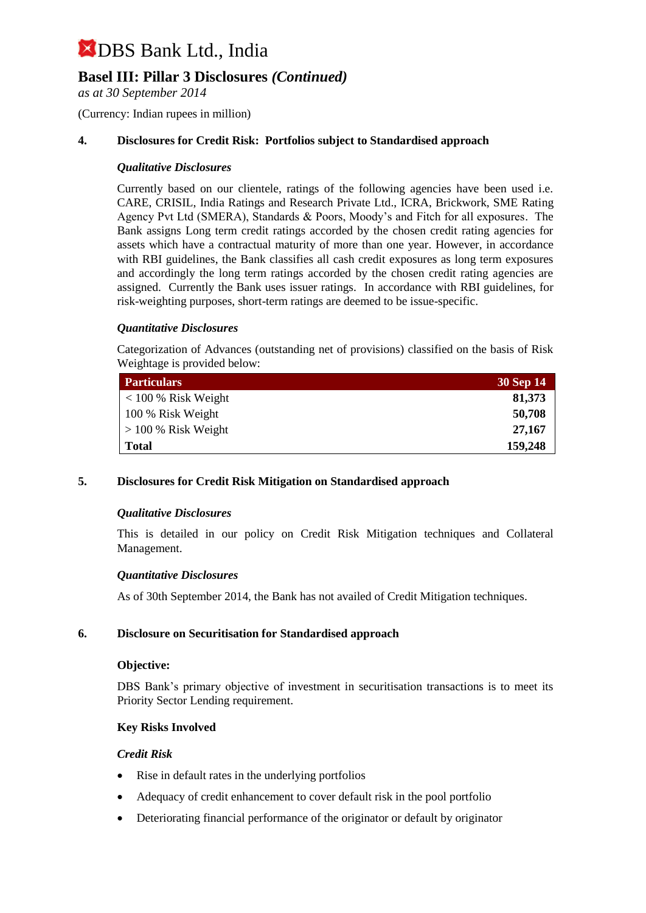# DBS Bank Ltd., India

## Basel III: Pillar 3 Disclosures *(Continued)*

*as at 30 September 2014*

(Currency: Indian rupees in million)

### 4. Disclosures for Credit Risk: Portfolios subject to Standardised approach

***Qualitative Disclosures***

Currently based on our clientele, ratings of the following agencies have been used i.e. CARE, CRISIL, India Ratings and Research Private Ltd., ICRA, Brickwork, SME Rating Agency Pvt Ltd (SMERA), Standards & Poors, Moody's and Fitch for all exposures. The Bank assigns Long term credit ratings accorded by the chosen credit rating agencies for assets which have a contractual maturity of more than one year. However, in accordance with RBI guidelines, the Bank classifies all cash credit exposures as long term exposures and accordingly the long term ratings accorded by the chosen credit rating agencies are assigned. Currently the Bank uses issuer ratings. In accordance with RBI guidelines, for risk-weighting purposes, short-term ratings are deemed to be issue-specific.

***Quantitative Disclosures***

Categorization of Advances (outstanding net of provisions) classified on the basis of Risk Weightage is provided below:

| Particulars | 30 Sep 14 |
|---|---|
| < 100 % Risk Weight | **81,373** |
| 100 % Risk Weight | **50,708** |
| > 100 % Risk Weight | **27,167** |
| **Total** | **159,248** |

### 5. Disclosures for Credit Risk Mitigation on Standardised approach

***Qualitative Disclosures***

This is detailed in our policy on Credit Risk Mitigation techniques and Collateral Management.

***Quantitative Disclosures***

As of 30th September 2014, the Bank has not availed of Credit Mitigation techniques.

### 6. Disclosure on Securitisation for Standardised approach

**Objective:**

DBS Bank's primary objective of investment in securitisation transactions is to meet its Priority Sector Lending requirement.

**Key Risks Involved**

***Credit Risk***

- Rise in default rates in the underlying portfolios
- Adequacy of credit enhancement to cover default risk in the pool portfolio
- Deteriorating financial performance of the originator or default by originator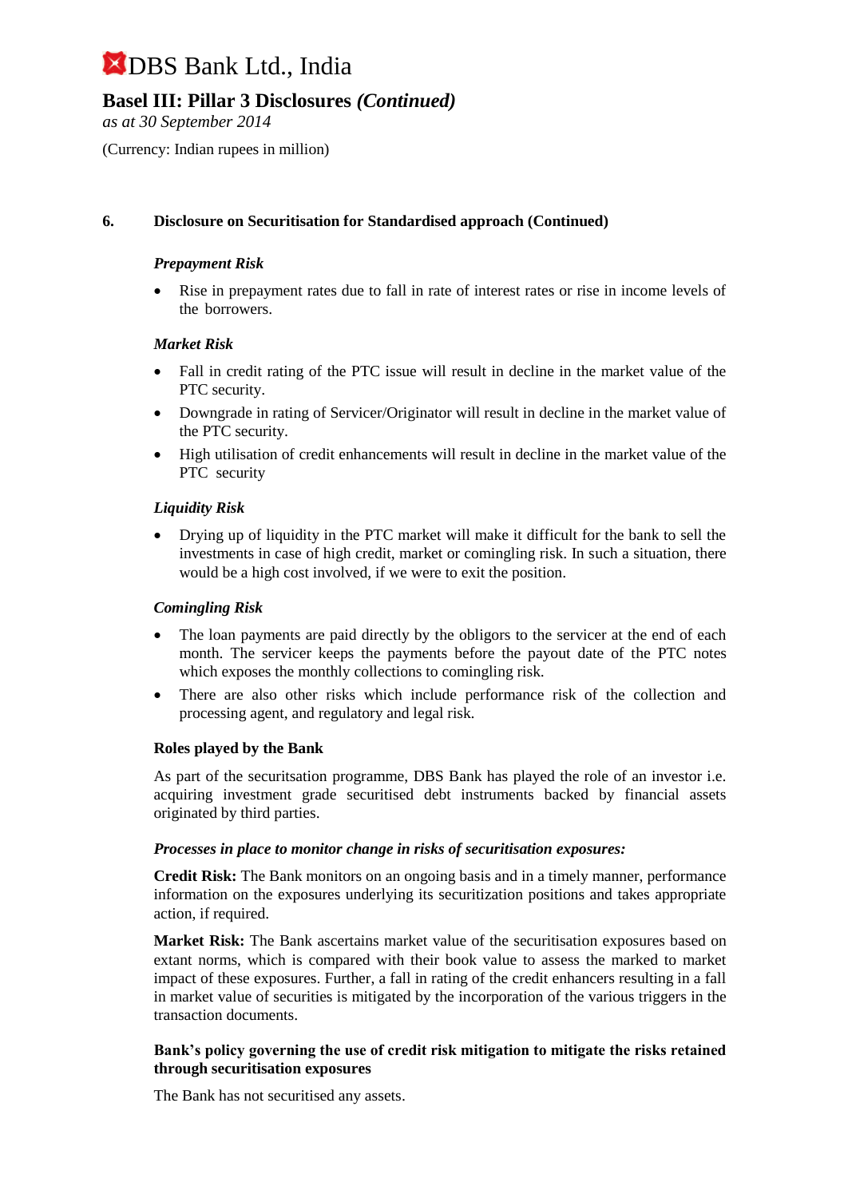## 6. Disclosure on Securitisation for Standardised approach (Continued)

***Prepayment Risk***

- Rise in prepayment rates due to fall in rate of interest rates or rise in income levels of the borrowers.

***Market Risk***

- Fall in credit rating of the PTC issue will result in decline in the market value of the PTC security.
- Downgrade in rating of Servicer/Originator will result in decline in the market value of the PTC security.
- High utilisation of credit enhancements will result in decline in the market value of the PTC security

***Liquidity Risk***

- Drying up of liquidity in the PTC market will make it difficult for the bank to sell the investments in case of high credit, market or comingling risk. In such a situation, there would be a high cost involved, if we were to exit the position.

***Comingling Risk***

- The loan payments are paid directly by the obligors to the servicer at the end of each month. The servicer keeps the payments before the payout date of the PTC notes which exposes the monthly collections to comingling risk.
- There are also other risks which include performance risk of the collection and processing agent, and regulatory and legal risk.

**Roles played by the Bank**

As part of the securitsation programme, DBS Bank has played the role of an investor i.e. acquiring investment grade securitised debt instruments backed by financial assets originated by third parties.

***Processes in place to monitor change in risks of securitisation exposures:***

**Credit Risk:** The Bank monitors on an ongoing basis and in a timely manner, performance information on the exposures underlying its securitization positions and takes appropriate action, if required.

**Market Risk:** The Bank ascertains market value of the securitisation exposures based on extant norms, which is compared with their book value to assess the marked to market impact of these exposures. Further, a fall in rating of the credit enhancers resulting in a fall in market value of securities is mitigated by the incorporation of the various triggers in the transaction documents.

**Bank's policy governing the use of credit risk mitigation to mitigate the risks retained through securitisation exposures**

The Bank has not securitised any assets.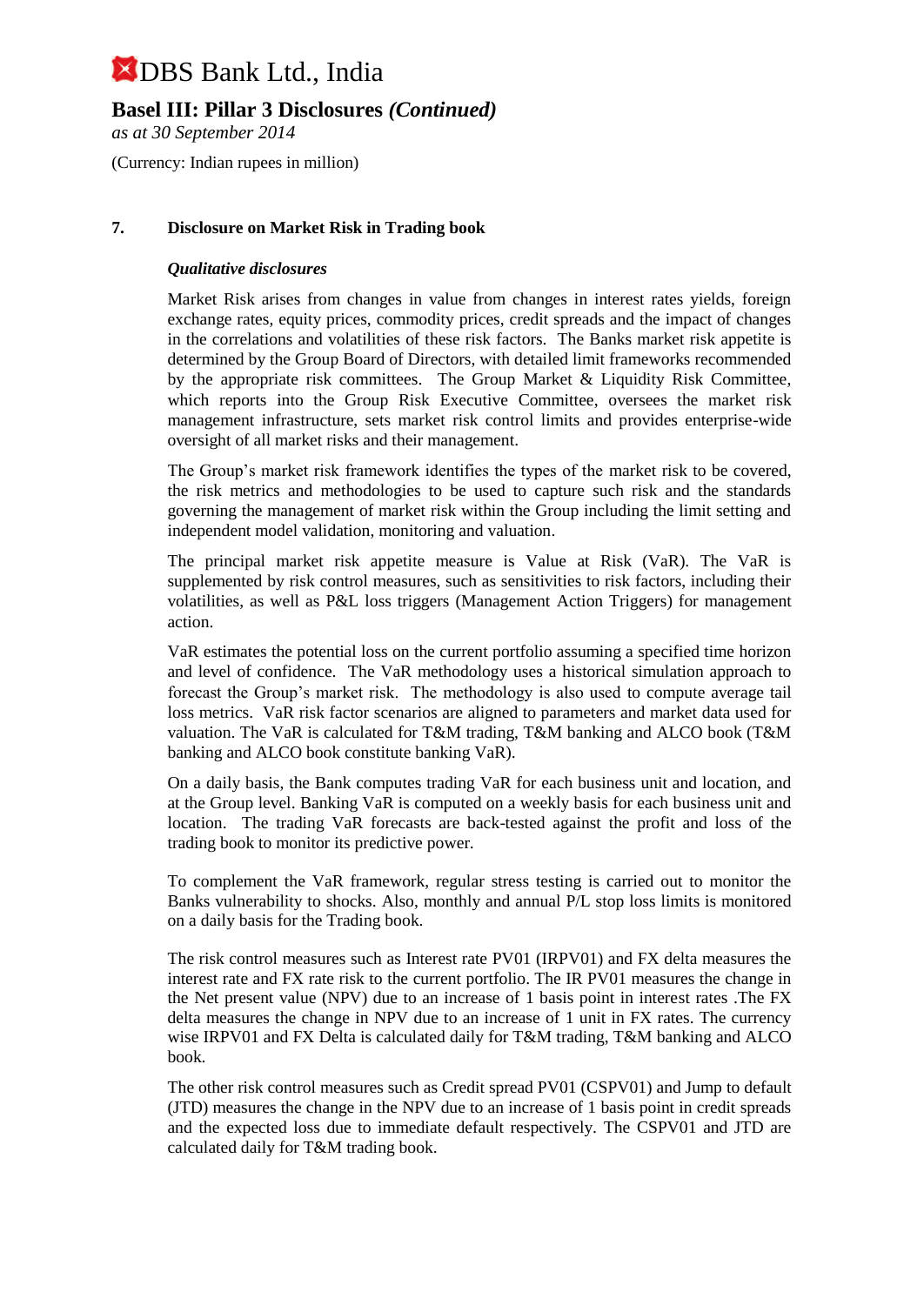# DBS Bank Ltd., India

## Basel III: Pillar 3 Disclosures *(Continued)*

*as at 30 September 2014*

(Currency: Indian rupees in million)

### 7. Disclosure on Market Risk in Trading book

***Qualitative disclosures***

Market Risk arises from changes in value from changes in interest rates yields, foreign exchange rates, equity prices, commodity prices, credit spreads and the impact of changes in the correlations and volatilities of these risk factors. The Banks market risk appetite is determined by the Group Board of Directors, with detailed limit frameworks recommended by the appropriate risk committees. The Group Market & Liquidity Risk Committee, which reports into the Group Risk Executive Committee, oversees the market risk management infrastructure, sets market risk control limits and provides enterprise-wide oversight of all market risks and their management.

The Group's market risk framework identifies the types of the market risk to be covered, the risk metrics and methodologies to be used to capture such risk and the standards governing the management of market risk within the Group including the limit setting and independent model validation, monitoring and valuation.

The principal market risk appetite measure is Value at Risk (VaR). The VaR is supplemented by risk control measures, such as sensitivities to risk factors, including their volatilities, as well as P&L loss triggers (Management Action Triggers) for management action.

VaR estimates the potential loss on the current portfolio assuming a specified time horizon and level of confidence. The VaR methodology uses a historical simulation approach to forecast the Group's market risk. The methodology is also used to compute average tail loss metrics. VaR risk factor scenarios are aligned to parameters and market data used for valuation. The VaR is calculated for T&M trading, T&M banking and ALCO book (T&M banking and ALCO book constitute banking VaR).

On a daily basis, the Bank computes trading VaR for each business unit and location, and at the Group level. Banking VaR is computed on a weekly basis for each business unit and location. The trading VaR forecasts are back-tested against the profit and loss of the trading book to monitor its predictive power.

To complement the VaR framework, regular stress testing is carried out to monitor the Banks vulnerability to shocks. Also, monthly and annual P/L stop loss limits is monitored on a daily basis for the Trading book.

The risk control measures such as Interest rate PV01 (IRPV01) and FX delta measures the interest rate and FX rate risk to the current portfolio. The IR PV01 measures the change in the Net present value (NPV) due to an increase of 1 basis point in interest rates .The FX delta measures the change in NPV due to an increase of 1 unit in FX rates. The currency wise IRPV01 and FX Delta is calculated daily for T&M trading, T&M banking and ALCO book.

The other risk control measures such as Credit spread PV01 (CSPV01) and Jump to default (JTD) measures the change in the NPV due to an increase of 1 basis point in credit spreads and the expected loss due to immediate default respectively. The CSPV01 and JTD are calculated daily for T&M trading book.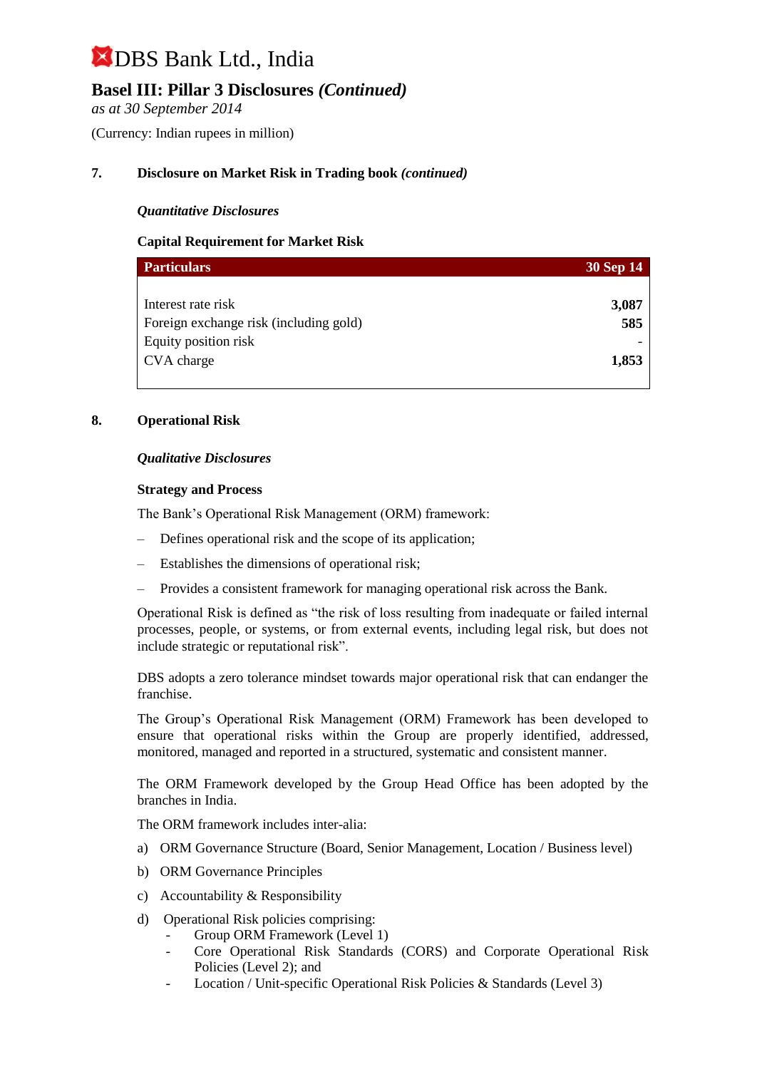## 7. Disclosure on Market Risk in Trading book *(continued)*

***Quantitative Disclosures***

**Capital Requirement for Market Risk**

| Particulars | 30 Sep 14 |
|---|---|
| Interest rate risk | **3,087** |
| Foreign exchange risk (including gold) | **585** |
| Equity position risk | - |
| CVA charge | **1,853** |

## 8. Operational Risk

***Qualitative Disclosures***

**Strategy and Process**

The Bank's Operational Risk Management (ORM) framework:

- Defines operational risk and the scope of its application;
- Establishes the dimensions of operational risk;
- Provides a consistent framework for managing operational risk across the Bank.

Operational Risk is defined as "the risk of loss resulting from inadequate or failed internal processes, people, or systems, or from external events, including legal risk, but does not include strategic or reputational risk".

DBS adopts a zero tolerance mindset towards major operational risk that can endanger the franchise.

The Group's Operational Risk Management (ORM) Framework has been developed to ensure that operational risks within the Group are properly identified, addressed, monitored, managed and reported in a structured, systematic and consistent manner.

The ORM Framework developed by the Group Head Office has been adopted by the branches in India.

The ORM framework includes inter-alia:

a) ORM Governance Structure (Board, Senior Management, Location / Business level)

b) ORM Governance Principles

c) Accountability & Responsibility

d) Operational Risk policies comprising:
   - Group ORM Framework (Level 1)
   - Core Operational Risk Standards (CORS) and Corporate Operational Risk Policies (Level 2); and
   - Location / Unit-specific Operational Risk Policies & Standards (Level 3)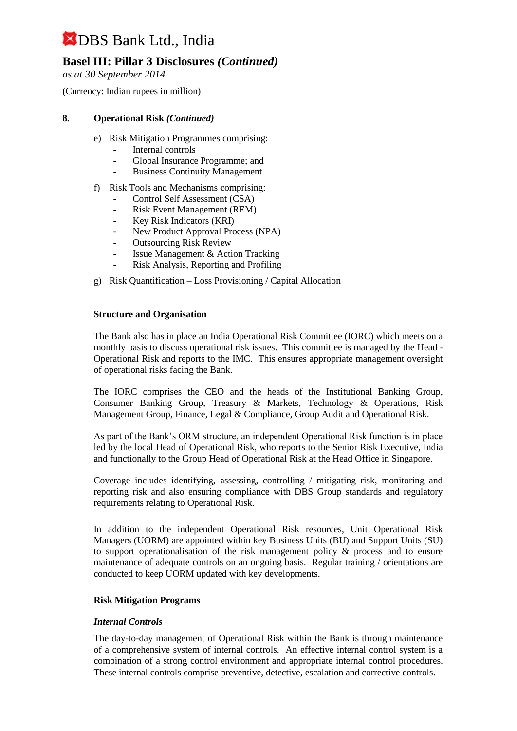## 8. Operational Risk *(Continued)*

e) Risk Mitigation Programmes comprising:
   - Internal controls
   - Global Insurance Programme; and
   - Business Continuity Management

f) Risk Tools and Mechanisms comprising:
   - Control Self Assessment (CSA)
   - Risk Event Management (REM)
   - Key Risk Indicators (KRI)
   - New Product Approval Process (NPA)
   - Outsourcing Risk Review
   - Issue Management & Action Tracking
   - Risk Analysis, Reporting and Profiling

g) Risk Quantification – Loss Provisioning / Capital Allocation

### Structure and Organisation

The Bank also has in place an India Operational Risk Committee (IORC) which meets on a monthly basis to discuss operational risk issues. This committee is managed by the Head - Operational Risk and reports to the IMC. This ensures appropriate management oversight of operational risks facing the Bank.

The IORC comprises the CEO and the heads of the Institutional Banking Group, Consumer Banking Group, Treasury & Markets, Technology & Operations, Risk Management Group, Finance, Legal & Compliance, Group Audit and Operational Risk.

As part of the Bank's ORM structure, an independent Operational Risk function is in place led by the local Head of Operational Risk, who reports to the Senior Risk Executive, India and functionally to the Group Head of Operational Risk at the Head Office in Singapore.

Coverage includes identifying, assessing, controlling / mitigating risk, monitoring and reporting risk and also ensuring compliance with DBS Group standards and regulatory requirements relating to Operational Risk.

In addition to the independent Operational Risk resources, Unit Operational Risk Managers (UORM) are appointed within key Business Units (BU) and Support Units (SU) to support operationalisation of the risk management policy & process and to ensure maintenance of adequate controls on an ongoing basis. Regular training / orientations are conducted to keep UORM updated with key developments.

### Risk Mitigation Programs

#### *Internal Controls*

The day-to-day management of Operational Risk within the Bank is through maintenance of a comprehensive system of internal controls. An effective internal control system is a combination of a strong control environment and appropriate internal control procedures. These internal controls comprise preventive, detective, escalation and corrective controls.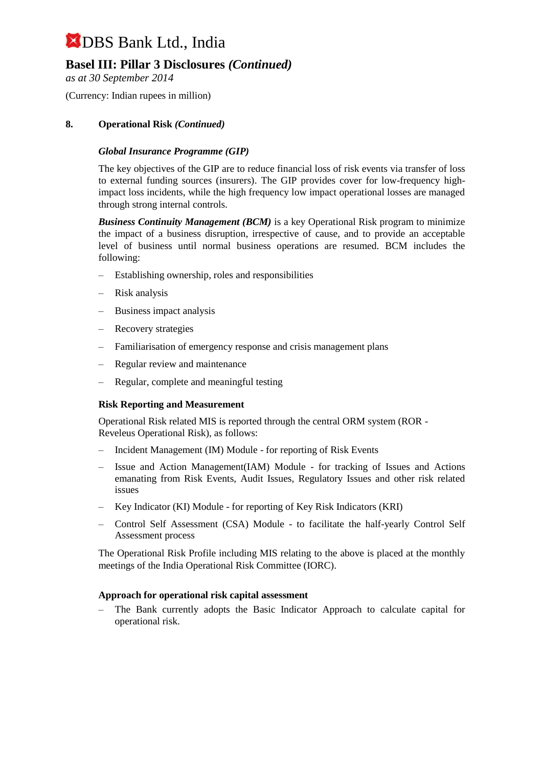## 8. Operational Risk *(Continued)*

***Global Insurance Programme (GIP)***

The key objectives of the GIP are to reduce financial loss of risk events via transfer of loss to external funding sources (insurers). The GIP provides cover for low-frequency high-impact loss incidents, while the high frequency low impact operational losses are managed through strong internal controls.

***Business Continuity Management (BCM)*** is a key Operational Risk program to minimize the impact of a business disruption, irrespective of cause, and to provide an acceptable level of business until normal business operations are resumed. BCM includes the following:

- Establishing ownership, roles and responsibilities
- Risk analysis
- Business impact analysis
- Recovery strategies
- Familiarisation of emergency response and crisis management plans
- Regular review and maintenance
- Regular, complete and meaningful testing

**Risk Reporting and Measurement**

Operational Risk related MIS is reported through the central ORM system (ROR - Reveleus Operational Risk), as follows:

- Incident Management (IM) Module - for reporting of Risk Events
- Issue and Action Management(IAM) Module - for tracking of Issues and Actions emanating from Risk Events, Audit Issues, Regulatory Issues and other risk related issues
- Key Indicator (KI) Module - for reporting of Key Risk Indicators (KRI)
- Control Self Assessment (CSA) Module - to facilitate the half-yearly Control Self Assessment process

The Operational Risk Profile including MIS relating to the above is placed at the monthly meetings of the India Operational Risk Committee (IORC).

**Approach for operational risk capital assessment**

- The Bank currently adopts the Basic Indicator Approach to calculate capital for operational risk.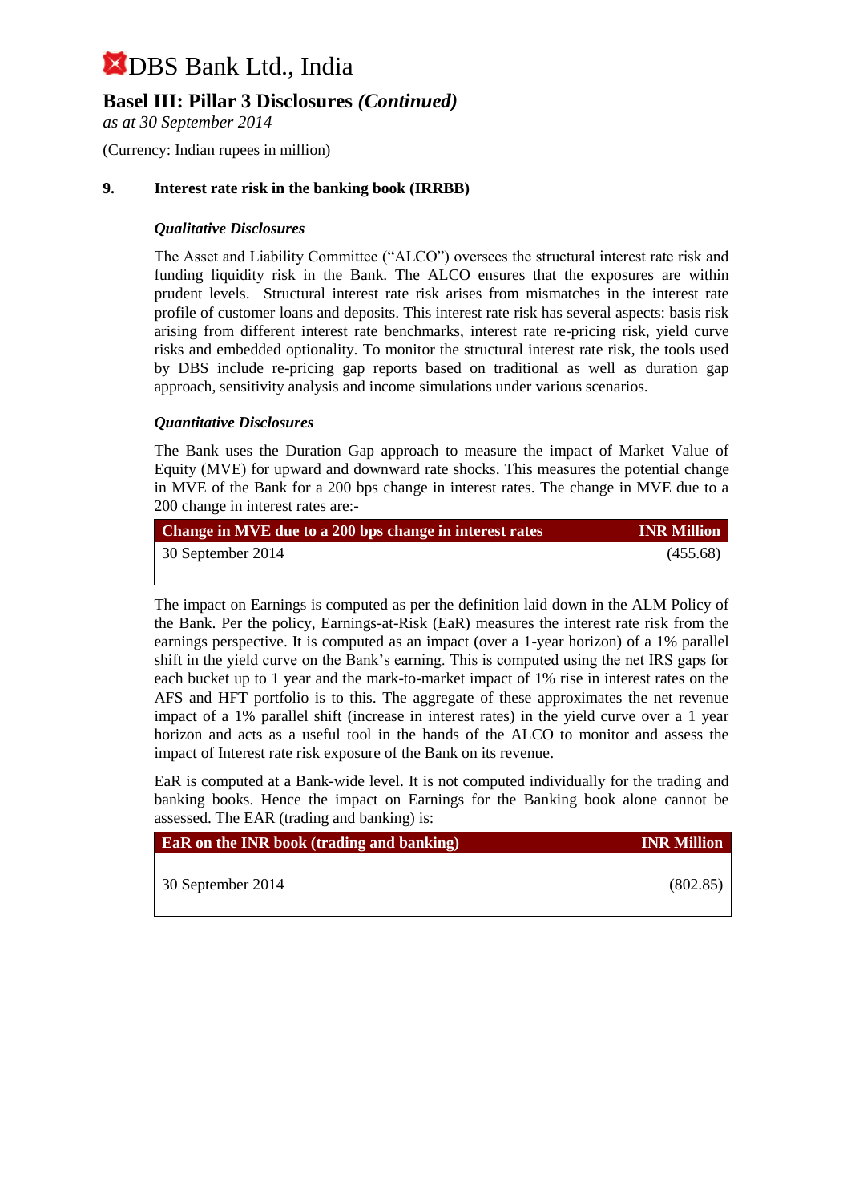# DBS Bank Ltd., India

## Basel III: Pillar 3 Disclosures *(Continued)*

*as at 30 September 2014*

(Currency: Indian rupees in million)

### 9. Interest rate risk in the banking book (IRRBB)

***Qualitative Disclosures***

The Asset and Liability Committee ("ALCO") oversees the structural interest rate risk and funding liquidity risk in the Bank. The ALCO ensures that the exposures are within prudent levels. Structural interest rate risk arises from mismatches in the interest rate profile of customer loans and deposits. This interest rate risk has several aspects: basis risk arising from different interest rate benchmarks, interest rate re-pricing risk, yield curve risks and embedded optionality. To monitor the structural interest rate risk, the tools used by DBS include re-pricing gap reports based on traditional as well as duration gap approach, sensitivity analysis and income simulations under various scenarios.

***Quantitative Disclosures***

The Bank uses the Duration Gap approach to measure the impact of Market Value of Equity (MVE) for upward and downward rate shocks. This measures the potential change in MVE of the Bank for a 200 bps change in interest rates. The change in MVE due to a 200 change in interest rates are:-

| Change in MVE due to a 200 bps change in interest rates | INR Million |
|---|---|
| 30 September 2014 | (455.68) |

The impact on Earnings is computed as per the definition laid down in the ALM Policy of the Bank. Per the policy, Earnings-at-Risk (EaR) measures the interest rate risk from the earnings perspective. It is computed as an impact (over a 1-year horizon) of a 1% parallel shift in the yield curve on the Bank's earning. This is computed using the net IRS gaps for each bucket up to 1 year and the mark-to-market impact of 1% rise in interest rates on the AFS and HFT portfolio is to this. The aggregate of these approximates the net revenue impact of a 1% parallel shift (increase in interest rates) in the yield curve over a 1 year horizon and acts as a useful tool in the hands of the ALCO to monitor and assess the impact of Interest rate risk exposure of the Bank on its revenue.

EaR is computed at a Bank-wide level. It is not computed individually for the trading and banking books. Hence the impact on Earnings for the Banking book alone cannot be assessed. The EAR (trading and banking) is:

| EaR on the INR book (trading and banking) | INR Million |
|---|---|
| 30 September 2014 | (802.85) |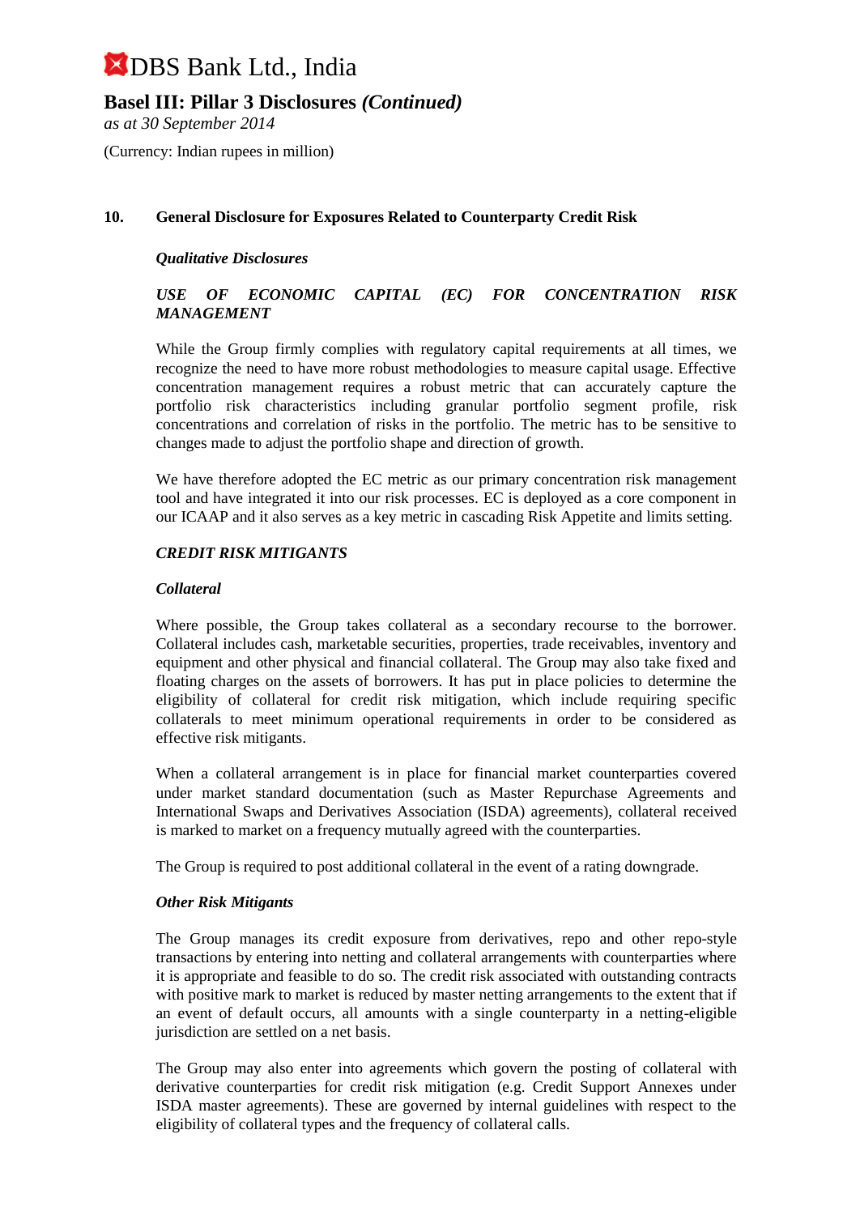## 10. General Disclosure for Exposures Related to Counterparty Credit Risk

***Qualitative Disclosures***

***USE OF ECONOMIC CAPITAL (EC) FOR CONCENTRATION RISK MANAGEMENT***

While the Group firmly complies with regulatory capital requirements at all times, we recognize the need to have more robust methodologies to measure capital usage. Effective concentration management requires a robust metric that can accurately capture the portfolio risk characteristics including granular portfolio segment profile, risk concentrations and correlation of risks in the portfolio. The metric has to be sensitive to changes made to adjust the portfolio shape and direction of growth.

We have therefore adopted the EC metric as our primary concentration risk management tool and have integrated it into our risk processes. EC is deployed as a core component in our ICAAP and it also serves as a key metric in cascading Risk Appetite and limits setting.

***CREDIT RISK MITIGANTS***

***Collateral***

Where possible, the Group takes collateral as a secondary recourse to the borrower. Collateral includes cash, marketable securities, properties, trade receivables, inventory and equipment and other physical and financial collateral. The Group may also take fixed and floating charges on the assets of borrowers. It has put in place policies to determine the eligibility of collateral for credit risk mitigation, which include requiring specific collaterals to meet minimum operational requirements in order to be considered as effective risk mitigants.

When a collateral arrangement is in place for financial market counterparties covered under market standard documentation (such as Master Repurchase Agreements and International Swaps and Derivatives Association (ISDA) agreements), collateral received is marked to market on a frequency mutually agreed with the counterparties.

The Group is required to post additional collateral in the event of a rating downgrade.

***Other Risk Mitigants***

The Group manages its credit exposure from derivatives, repo and other repo-style transactions by entering into netting and collateral arrangements with counterparties where it is appropriate and feasible to do so. The credit risk associated with outstanding contracts with positive mark to market is reduced by master netting arrangements to the extent that if an event of default occurs, all amounts with a single counterparty in a netting-eligible jurisdiction are settled on a net basis.

The Group may also enter into agreements which govern the posting of collateral with derivative counterparties for credit risk mitigation (e.g. Credit Support Annexes under ISDA master agreements). These are governed by internal guidelines with respect to the eligibility of collateral types and the frequency of collateral calls.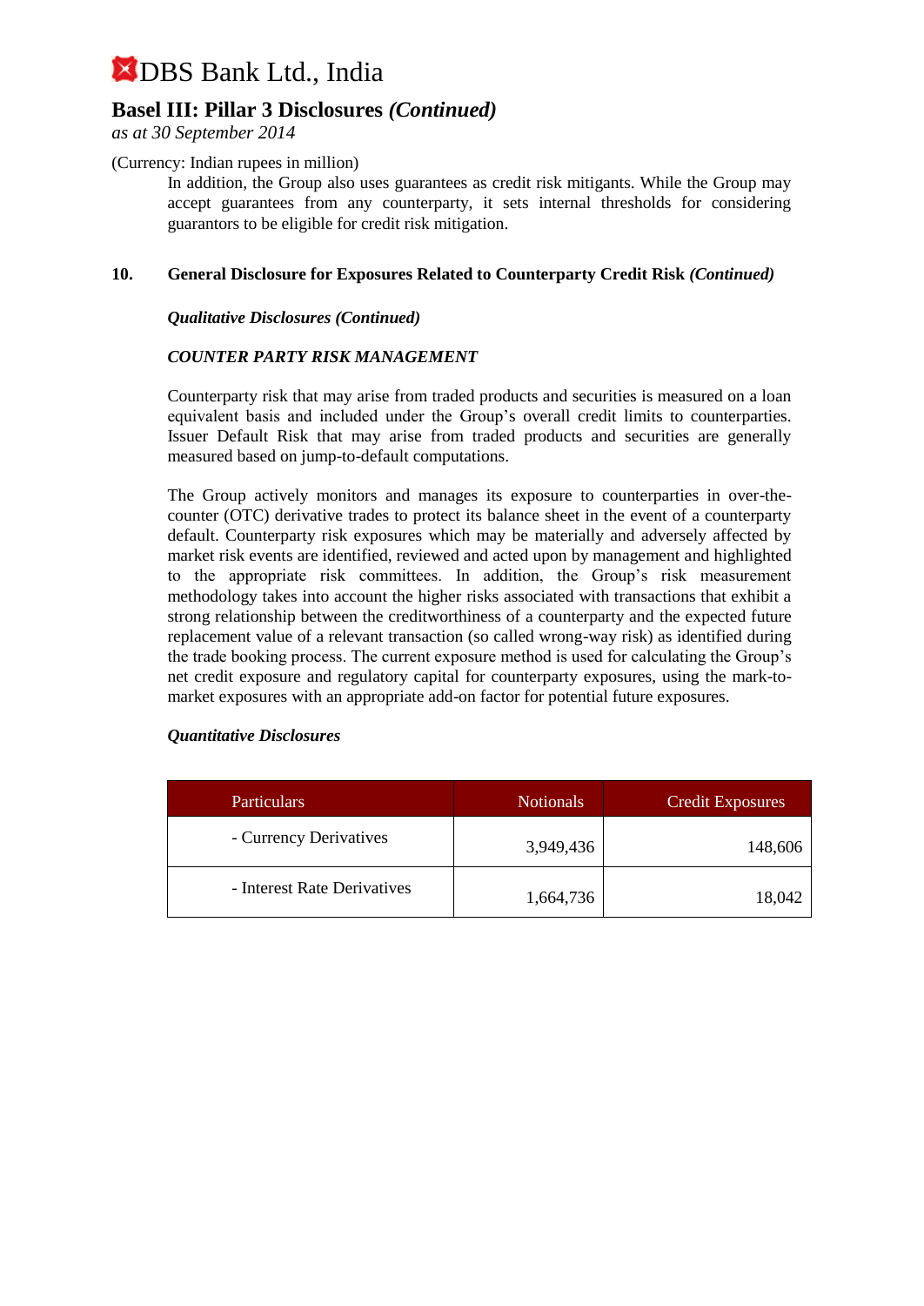(Currency: Indian rupees in million)

In addition, the Group also uses guarantees as credit risk mitigants. While the Group may accept guarantees from any counterparty, it sets internal thresholds for considering guarantors to be eligible for credit risk mitigation.

## 10. General Disclosure for Exposures Related to Counterparty Credit Risk *(Continued)*

***Qualitative Disclosures (Continued)***

***COUNTER PARTY RISK MANAGEMENT***

Counterparty risk that may arise from traded products and securities is measured on a loan equivalent basis and included under the Group's overall credit limits to counterparties. Issuer Default Risk that may arise from traded products and securities are generally measured based on jump-to-default computations.

The Group actively monitors and manages its exposure to counterparties in over-the-counter (OTC) derivative trades to protect its balance sheet in the event of a counterparty default. Counterparty risk exposures which may be materially and adversely affected by market risk events are identified, reviewed and acted upon by management and highlighted to the appropriate risk committees. In addition, the Group's risk measurement methodology takes into account the higher risks associated with transactions that exhibit a strong relationship between the creditworthiness of a counterparty and the expected future replacement value of a relevant transaction (so called wrong-way risk) as identified during the trade booking process. The current exposure method is used for calculating the Group's net credit exposure and regulatory capital for counterparty exposures, using the mark-to-market exposures with an appropriate add-on factor for potential future exposures.

***Quantitative Disclosures***

| Particulars | Notionals | Credit Exposures |
|---|---|---|
| - Currency Derivatives | 3,949,436 | 148,606 |
| - Interest Rate Derivatives | 1,664,736 | 18,042 |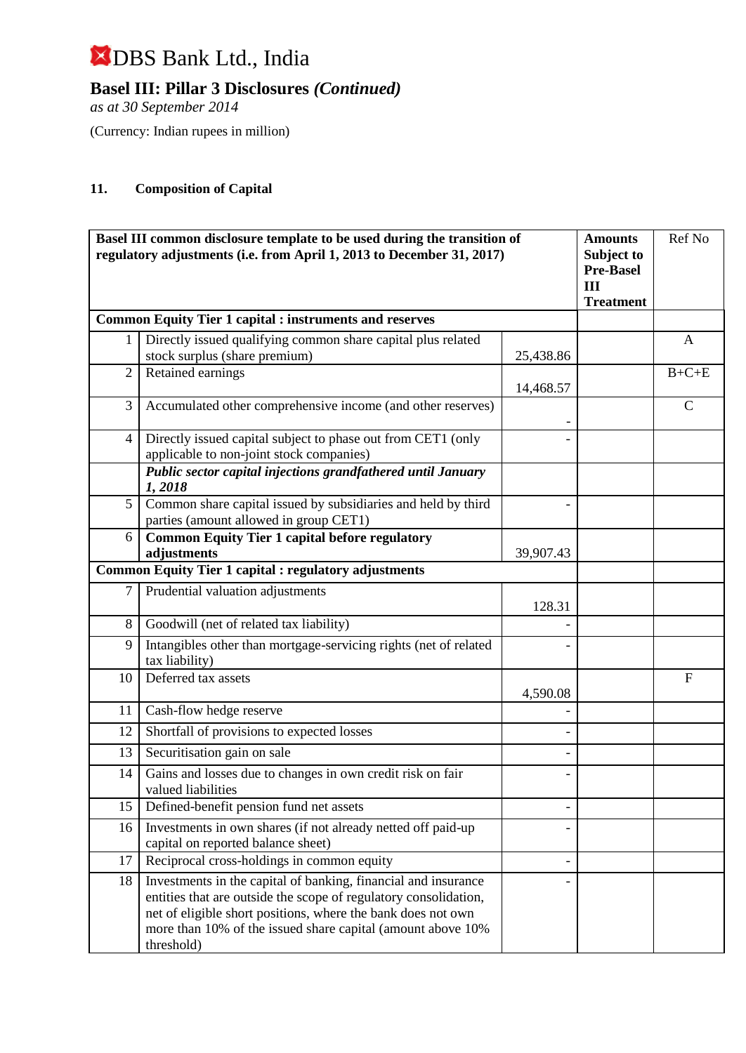# DBS Bank Ltd., India

## Basel III: Pillar 3 Disclosures *(Continued)*

*as at 30 September 2014*

(Currency: Indian rupees in million)

### 11. Composition of Capital

| | Basel III common disclosure template to be used during the transition of regulatory adjustments (i.e. from April 1, 2013 to December 31, 2017) | | Amounts Subject to Pre-Basel III Treatment | Ref No |
|---|---|---|---|---|
| **Common Equity Tier 1 capital : instruments and reserves** | | | | |
| 1 | Directly issued qualifying common share capital plus related stock surplus (share premium) | 25,438.86 | | A |
| 2 | Retained earnings | 14,468.57 | | B+C+E |
| 3 | Accumulated other comprehensive income (and other reserves) | - | | C |
| 4 | Directly issued capital subject to phase out from CET1 (only applicable to non-joint stock companies) | - | | |
| | ***Public sector capital injections grandfathered until January 1, 2018*** | | | |
| 5 | Common share capital issued by subsidiaries and held by third parties (amount allowed in group CET1) | - | | |
| 6 | **Common Equity Tier 1 capital before regulatory adjustments** | 39,907.43 | | |
| **Common Equity Tier 1 capital : regulatory adjustments** | | | | |
| 7 | Prudential valuation adjustments | 128.31 | | |
| 8 | Goodwill (net of related tax liability) | - | | |
| 9 | Intangibles other than mortgage-servicing rights (net of related tax liability) | - | | |
| 10 | Deferred tax assets | 4,590.08 | | F |
| 11 | Cash-flow hedge reserve | - | | |
| 12 | Shortfall of provisions to expected losses | - | | |
| 13 | Securitisation gain on sale | - | | |
| 14 | Gains and losses due to changes in own credit risk on fair valued liabilities | - | | |
| 15 | Defined-benefit pension fund net assets | - | | |
| 16 | Investments in own shares (if not already netted off paid-up capital on reported balance sheet) | - | | |
| 17 | Reciprocal cross-holdings in common equity | - | | |
| 18 | Investments in the capital of banking, financial and insurance entities that are outside the scope of regulatory consolidation, net of eligible short positions, where the bank does not own more than 10% of the issued share capital (amount above 10% threshold) | - | | |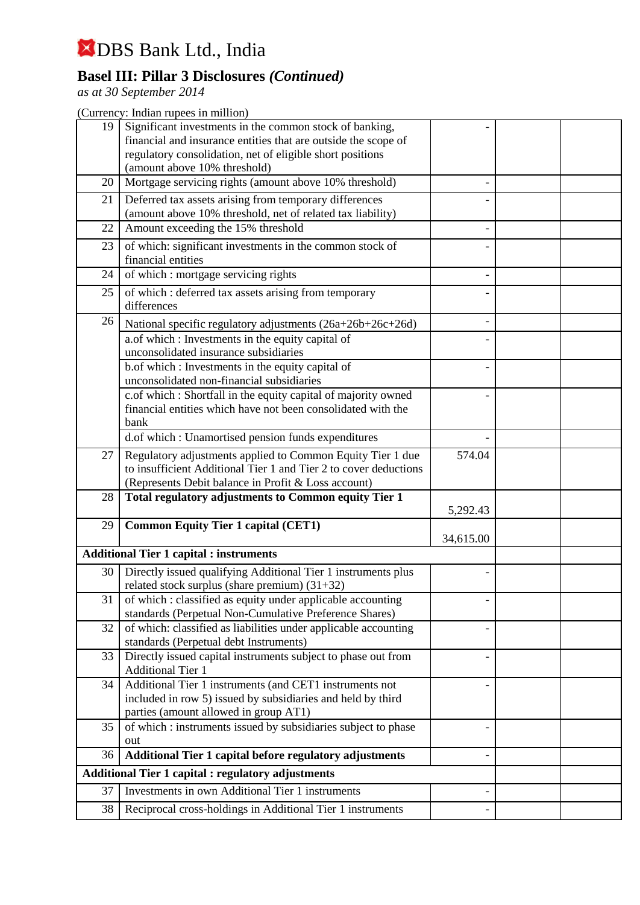# DBS Bank Ltd., India

## Basel III: Pillar 3 Disclosures *(Continued)*

*as at 30 September 2014*

(Currency: Indian rupees in million)

| | | | | |
|---|---|---|---|---|
| 19 | Significant investments in the common stock of banking, financial and insurance entities that are outside the scope of regulatory consolidation, net of eligible short positions (amount above 10% threshold) | - | | |
| 20 | Mortgage servicing rights (amount above 10% threshold) | - | | |
| 21 | Deferred tax assets arising from temporary differences (amount above 10% threshold, net of related tax liability) | - | | |
| 22 | Amount exceeding the 15% threshold | - | | |
| 23 | of which: significant investments in the common stock of financial entities | - | | |
| 24 | of which : mortgage servicing rights | - | | |
| 25 | of which : deferred tax assets arising from temporary differences | - | | |
| 26 | National specific regulatory adjustments (26a+26b+26c+26d) | - | | |
| | a.of which : Investments in the equity capital of unconsolidated insurance subsidiaries | - | | |
| | b.of which : Investments in the equity capital of unconsolidated non-financial subsidiaries | - | | |
| | c.of which : Shortfall in the equity capital of majority owned financial entities which have not been consolidated with the bank | - | | |
| | d.of which : Unamortised pension funds expenditures | - | | |
| 27 | Regulatory adjustments applied to Common Equity Tier 1 due to insufficient Additional Tier 1 and Tier 2 to cover deductions (Represents Debit balance in Profit & Loss account) | 574.04 | | |
| 28 | **Total regulatory adjustments to Common equity Tier 1** | 5,292.43 | | |
| 29 | **Common Equity Tier 1 capital (CET1)** | 34,615.00 | | |
| **Additional Tier 1 capital : instruments** | | | | |
| 30 | Directly issued qualifying Additional Tier 1 instruments plus related stock surplus (share premium) (31+32) | - | | |
| 31 | of which : classified as equity under applicable accounting standards (Perpetual Non-Cumulative Preference Shares) | - | | |
| 32 | of which: classified as liabilities under applicable accounting standards (Perpetual debt Instruments) | - | | |
| 33 | Directly issued capital instruments subject to phase out from Additional Tier 1 | - | | |
| 34 | Additional Tier 1 instruments (and CET1 instruments not included in row 5) issued by subsidiaries and held by third parties (amount allowed in group AT1) | - | | |
| 35 | of which : instruments issued by subsidiaries subject to phase out | - | | |
| 36 | **Additional Tier 1 capital before regulatory adjustments** | - | | |
| **Additional Tier 1 capital : regulatory adjustments** | | | | |
| 37 | Investments in own Additional Tier 1 instruments | - | | |
| 38 | Reciprocal cross-holdings in Additional Tier 1 instruments | - | | |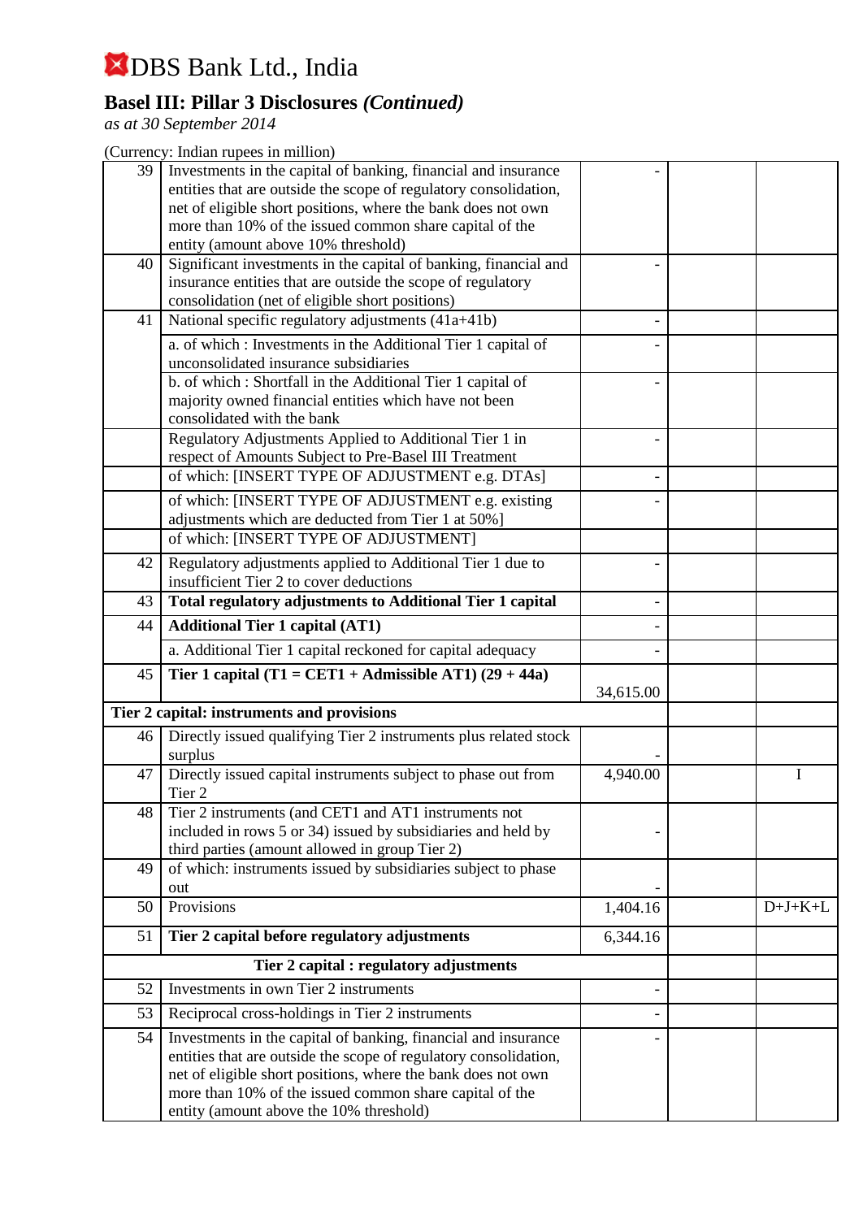# DBS Bank Ltd., India

## Basel III: Pillar 3 Disclosures *(Continued)*

*as at 30 September 2014*

(Currency: Indian rupees in million)

| | | | | |
|---|---|---|---|---|
| 39 | Investments in the capital of banking, financial and insurance entities that are outside the scope of regulatory consolidation, net of eligible short positions, where the bank does not own more than 10% of the issued common share capital of the entity (amount above 10% threshold) | - | | |
| 40 | Significant investments in the capital of banking, financial and insurance entities that are outside the scope of regulatory consolidation (net of eligible short positions) | - | | |
| 41 | National specific regulatory adjustments (41a+41b) | - | | |
| | a. of which : Investments in the Additional Tier 1 capital of unconsolidated insurance subsidiaries | - | | |
| | b. of which : Shortfall in the Additional Tier 1 capital of majority owned financial entities which have not been consolidated with the bank | - | | |
| | Regulatory Adjustments Applied to Additional Tier 1 in respect of Amounts Subject to Pre-Basel III Treatment | - | | |
| | of which: [INSERT TYPE OF ADJUSTMENT e.g. DTAs] | - | | |
| | of which: [INSERT TYPE OF ADJUSTMENT e.g. existing adjustments which are deducted from Tier 1 at 50%] | - | | |
| | of which: [INSERT TYPE OF ADJUSTMENT] | | | |
| 42 | Regulatory adjustments applied to Additional Tier 1 due to insufficient Tier 2 to cover deductions | - | | |
| 43 | **Total regulatory adjustments to Additional Tier 1 capital** | - | | |
| 44 | **Additional Tier 1 capital (AT1)** | - | | |
| | a. Additional Tier 1 capital reckoned for capital adequacy | - | | |
| 45 | **Tier 1 capital (T1 = CET1 + Admissible AT1) (29 + 44a)** | 34,615.00 | | |
| **Tier 2 capital: instruments and provisions** | | | | |
| 46 | Directly issued qualifying Tier 2 instruments plus related stock surplus | - | | |
| 47 | Directly issued capital instruments subject to phase out from Tier 2 | 4,940.00 | | I |
| 48 | Tier 2 instruments (and CET1 and AT1 instruments not included in rows 5 or 34) issued by subsidiaries and held by third parties (amount allowed in group Tier 2) | - | | |
| 49 | of which: instruments issued by subsidiaries subject to phase out | - | | |
| 50 | Provisions | 1,404.16 | | D+J+K+L |
| 51 | **Tier 2 capital before regulatory adjustments** | 6,344.16 | | |
| **Tier 2 capital : regulatory adjustments** | | | | |
| 52 | Investments in own Tier 2 instruments | - | | |
| 53 | Reciprocal cross-holdings in Tier 2 instruments | - | | |
| 54 | Investments in the capital of banking, financial and insurance entities that are outside the scope of regulatory consolidation, net of eligible short positions, where the bank does not own more than 10% of the issued common share capital of the entity (amount above the 10% threshold) | - | | |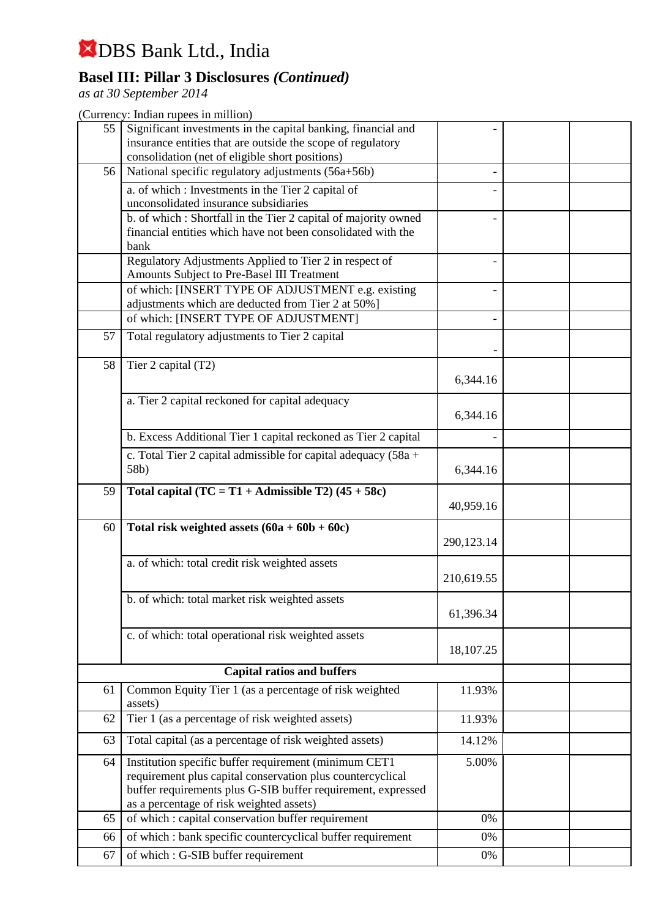# DBS Bank Ltd., India

## Basel III: Pillar 3 Disclosures *(Continued)*

*as at 30 September 2014*

(Currency: Indian rupees in million)

| | | | | |
|---|---|---|---|---|
| 55 | Significant investments in the capital banking, financial and insurance entities that are outside the scope of regulatory consolidation (net of eligible short positions) | - | | |
| 56 | National specific regulatory adjustments (56a+56b) | - | | |
| | a. of which : Investments in the Tier 2 capital of unconsolidated insurance subsidiaries | - | | |
| | b. of which : Shortfall in the Tier 2 capital of majority owned financial entities which have not been consolidated with the bank | - | | |
| | Regulatory Adjustments Applied to Tier 2 in respect of Amounts Subject to Pre-Basel III Treatment | - | | |
| | of which: [INSERT TYPE OF ADJUSTMENT e.g. existing adjustments which are deducted from Tier 2 at 50%] | - | | |
| | of which: [INSERT TYPE OF ADJUSTMENT] | - | | |
| 57 | Total regulatory adjustments to Tier 2 capital | - | | |
| 58 | Tier 2 capital (T2) | 6,344.16 | | |
| | a. Tier 2 capital reckoned for capital adequacy | 6,344.16 | | |
| | b. Excess Additional Tier 1 capital reckoned as Tier 2 capital | - | | |
| | c. Total Tier 2 capital admissible for capital adequacy (58a + 58b) | 6,344.16 | | |
| 59 | **Total capital (TC = T1 + Admissible T2) (45 + 58c)** | 40,959.16 | | |
| 60 | **Total risk weighted assets (60a + 60b + 60c)** | 290,123.14 | | |
| | a. of which: total credit risk weighted assets | 210,619.55 | | |
| | b. of which: total market risk weighted assets | 61,396.34 | | |
| | c. of which: total operational risk weighted assets | 18,107.25 | | |
| | **Capital ratios and buffers** | | | |
| 61 | Common Equity Tier 1 (as a percentage of risk weighted assets) | 11.93% | | |
| 62 | Tier 1 (as a percentage of risk weighted assets) | 11.93% | | |
| 63 | Total capital (as a percentage of risk weighted assets) | 14.12% | | |
| 64 | Institution specific buffer requirement (minimum CET1 requirement plus capital conservation plus countercyclical buffer requirements plus G-SIB buffer requirement, expressed as a percentage of risk weighted assets) | 5.00% | | |
| 65 | of which : capital conservation buffer requirement | 0% | | |
| 66 | of which : bank specific countercyclical buffer requirement | 0% | | |
| 67 | of which : G-SIB buffer requirement | 0% | | |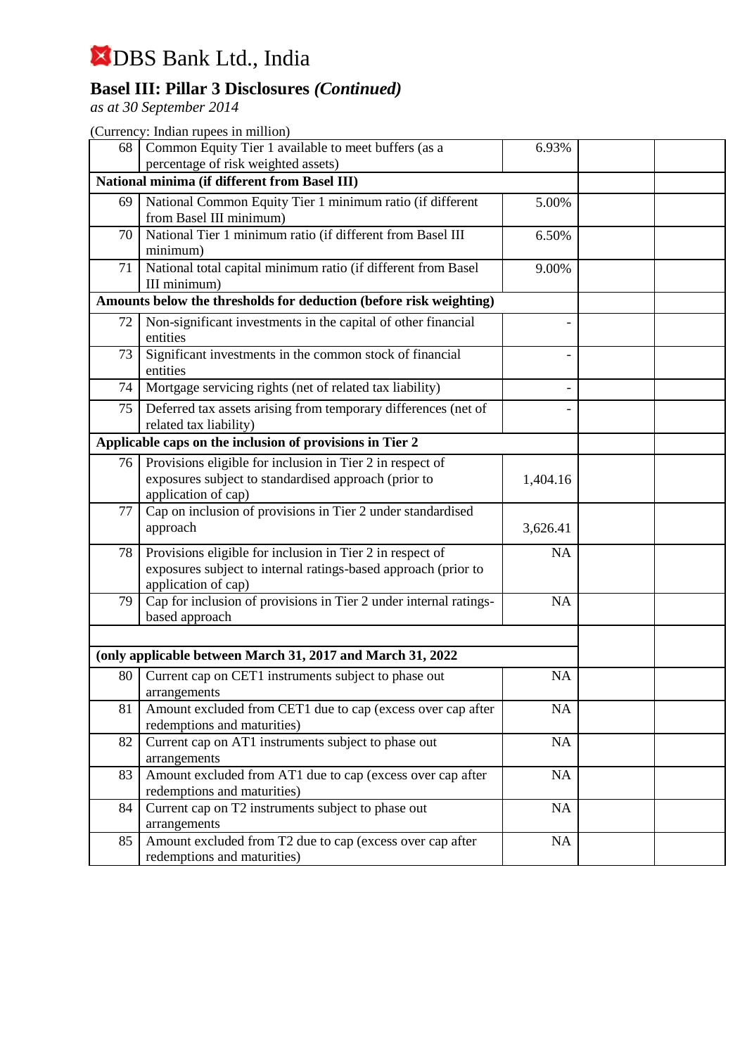# DBS Bank Ltd., India

## Basel III: Pillar 3 Disclosures *(Continued)*

*as at 30 September 2014*

(Currency: Indian rupees in million)

| | | | | |
|---|---|---|---|---|
| 68 | Common Equity Tier 1 available to meet buffers (as a percentage of risk weighted assets) | 6.93% | | |
| **National minima (if different from Basel III)** | | | | |
| 69 | National Common Equity Tier 1 minimum ratio (if different from Basel III minimum) | 5.00% | | |
| 70 | National Tier 1 minimum ratio (if different from Basel III minimum) | 6.50% | | |
| 71 | National total capital minimum ratio (if different from Basel III minimum) | 9.00% | | |
| **Amounts below the thresholds for deduction (before risk weighting)** | | | | |
| 72 | Non-significant investments in the capital of other financial entities | - | | |
| 73 | Significant investments in the common stock of financial entities | - | | |
| 74 | Mortgage servicing rights (net of related tax liability) | - | | |
| 75 | Deferred tax assets arising from temporary differences (net of related tax liability) | - | | |
| **Applicable caps on the inclusion of provisions in Tier 2** | | | | |
| 76 | Provisions eligible for inclusion in Tier 2 in respect of exposures subject to standardised approach (prior to application of cap) | 1,404.16 | | |
| 77 | Cap on inclusion of provisions in Tier 2 under standardised approach | 3,626.41 | | |
| 78 | Provisions eligible for inclusion in Tier 2 in respect of exposures subject to internal ratings-based approach (prior to application of cap) | NA | | |
| 79 | Cap for inclusion of provisions in Tier 2 under internal ratings-based approach | NA | | |
| **(only applicable between March 31, 2017 and March 31, 2022** | | | | |
| 80 | Current cap on CET1 instruments subject to phase out arrangements | NA | | |
| 81 | Amount excluded from CET1 due to cap (excess over cap after redemptions and maturities) | NA | | |
| 82 | Current cap on AT1 instruments subject to phase out arrangements | NA | | |
| 83 | Amount excluded from AT1 due to cap (excess over cap after redemptions and maturities) | NA | | |
| 84 | Current cap on T2 instruments subject to phase out arrangements | NA | | |
| 85 | Amount excluded from T2 due to cap (excess over cap after redemptions and maturities) | NA | | |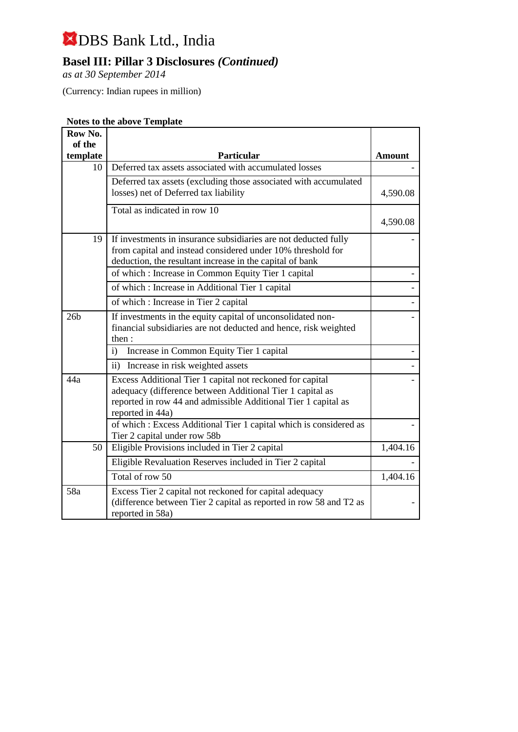# DBS Bank Ltd., India

## Basel III: Pillar 3 Disclosures *(Continued)*

*as at 30 September 2014*

(Currency: Indian rupees in million)

**Notes to the above Template**

| Row No. of the template | Particular | Amount |
|---|---|---|
| 10 | Deferred tax assets associated with accumulated losses | - |
| | Deferred tax assets (excluding those associated with accumulated losses) net of Deferred tax liability | 4,590.08 |
| | Total as indicated in row 10 | 4,590.08 |
| 19 | If investments in insurance subsidiaries are not deducted fully from capital and instead considered under 10% threshold for deduction, the resultant increase in the capital of bank | - |
| | of which : Increase in Common Equity Tier 1 capital | - |
| | of which : Increase in Additional Tier 1 capital | - |
| | of which : Increase in Tier 2 capital | - |
| 26b | If investments in the equity capital of unconsolidated non-financial subsidiaries are not deducted and hence, risk weighted then : | - |
| | i) Increase in Common Equity Tier 1 capital | - |
| | ii) Increase in risk weighted assets | - |
| 44a | Excess Additional Tier 1 capital not reckoned for capital adequacy (difference between Additional Tier 1 capital as reported in row 44 and admissible Additional Tier 1 capital as reported in 44a) | - |
| | of which : Excess Additional Tier 1 capital which is considered as Tier 2 capital under row 58b | - |
| 50 | Eligible Provisions included in Tier 2 capital | 1,404.16 |
| | Eligible Revaluation Reserves included in Tier 2 capital | - |
| | Total of row 50 | 1,404.16 |
| 58a | Excess Tier 2 capital not reckoned for capital adequacy (difference between Tier 2 capital as reported in row 58 and T2 as reported in 58a) | - |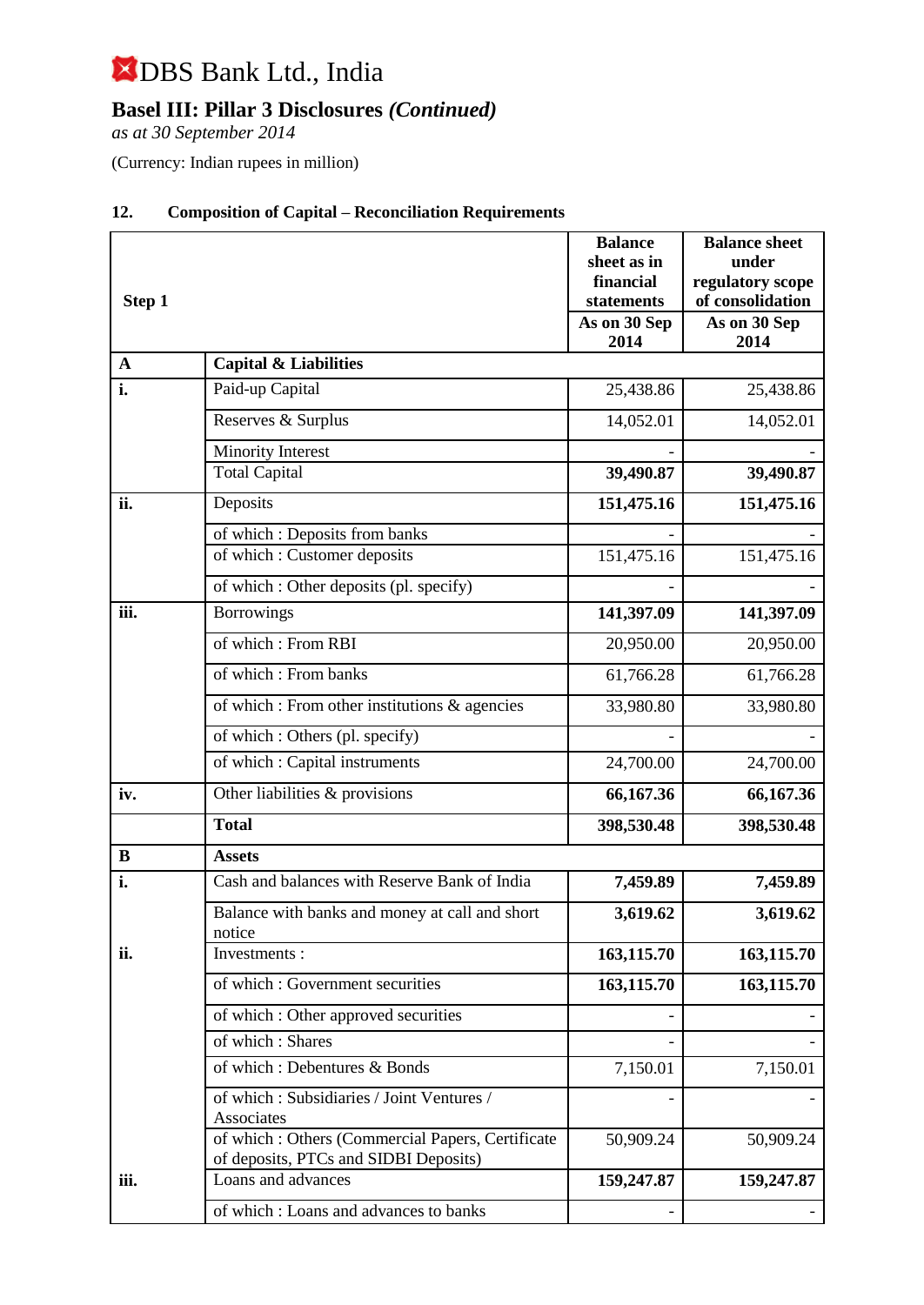# DBS Bank Ltd., India

## Basel III: Pillar 3 Disclosures *(Continued)*

*as at 30 September 2014*

(Currency: Indian rupees in million)

### 12. Composition of Capital – Reconciliation Requirements

| **Step 1** | | **Balance sheet as in financial statements** | **Balance sheet under regulatory scope of consolidation** |
|---|---|---|---|
| | | **As on 30 Sep 2014** | **As on 30 Sep 2014** |
| **A** | **Capital & Liabilities** | | |
| **i.** | Paid-up Capital | 25,438.86 | 25,438.86 |
| | Reserves & Surplus | 14,052.01 | 14,052.01 |
| | Minority Interest | - | - |
| | Total Capital | **39,490.87** | **39,490.87** |
| **ii.** | Deposits | **151,475.16** | **151,475.16** |
| | of which : Deposits from banks | - | - |
| | of which : Customer deposits | 151,475.16 | 151,475.16 |
| | of which : Other deposits (pl. specify) | - | - |
| **iii.** | Borrowings | **141,397.09** | **141,397.09** |
| | of which : From RBI | 20,950.00 | 20,950.00 |
| | of which : From banks | 61,766.28 | 61,766.28 |
| | of which : From other institutions & agencies | 33,980.80 | 33,980.80 |
| | of which : Others (pl. specify) | - | - |
| | of which : Capital instruments | 24,700.00 | 24,700.00 |
| **iv.** | Other liabilities & provisions | **66,167.36** | **66,167.36** |
| | **Total** | **398,530.48** | **398,530.48** |
| **B** | **Assets** | | |
| **i.** | Cash and balances with Reserve Bank of India | **7,459.89** | **7,459.89** |
| | Balance with banks and money at call and short notice | **3,619.62** | **3,619.62** |
| **ii.** | Investments : | **163,115.70** | **163,115.70** |
| | of which : Government securities | **163,115.70** | **163,115.70** |
| | of which : Other approved securities | - | - |
| | of which : Shares | - | - |
| | of which : Debentures & Bonds | 7,150.01 | 7,150.01 |
| | of which : Subsidiaries / Joint Ventures / Associates | - | - |
| | of which : Others (Commercial Papers, Certificate of deposits, PTCs and SIDBI Deposits) | 50,909.24 | 50,909.24 |
| **iii.** | Loans and advances | **159,247.87** | **159,247.87** |
| | of which : Loans and advances to banks | - | - |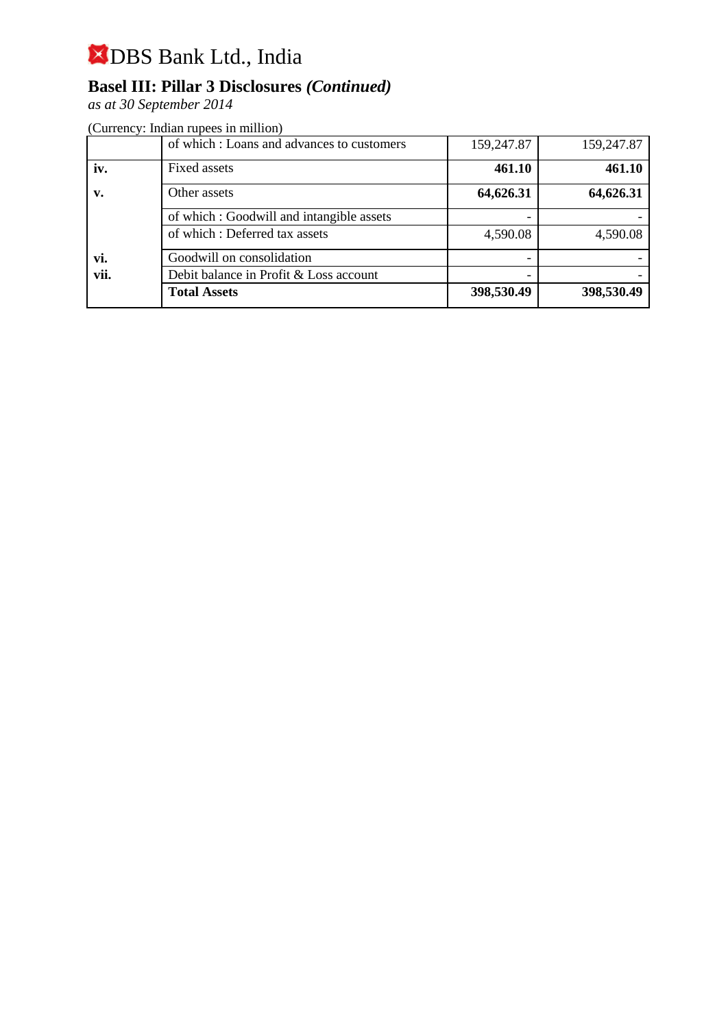# DBS Bank Ltd., India

## Basel III: Pillar 3 Disclosures *(Continued)*

*as at 30 September 2014*

(Currency: Indian rupees in million)

| | | | |
|---|---|---|---|
| | of which : Loans and advances to customers | 159,247.87 | 159,247.87 |
| **iv.** | Fixed assets | **461.10** | **461.10** |
| **v.** | Other assets | **64,626.31** | **64,626.31** |
| | of which : Goodwill and intangible assets | - | - |
| | of which : Deferred tax assets | 4,590.08 | 4,590.08 |
| **vi.** | Goodwill on consolidation | - | - |
| **vii.** | Debit balance in Profit & Loss account | - | - |
| | **Total Assets** | **398,530.49** | **398,530.49** |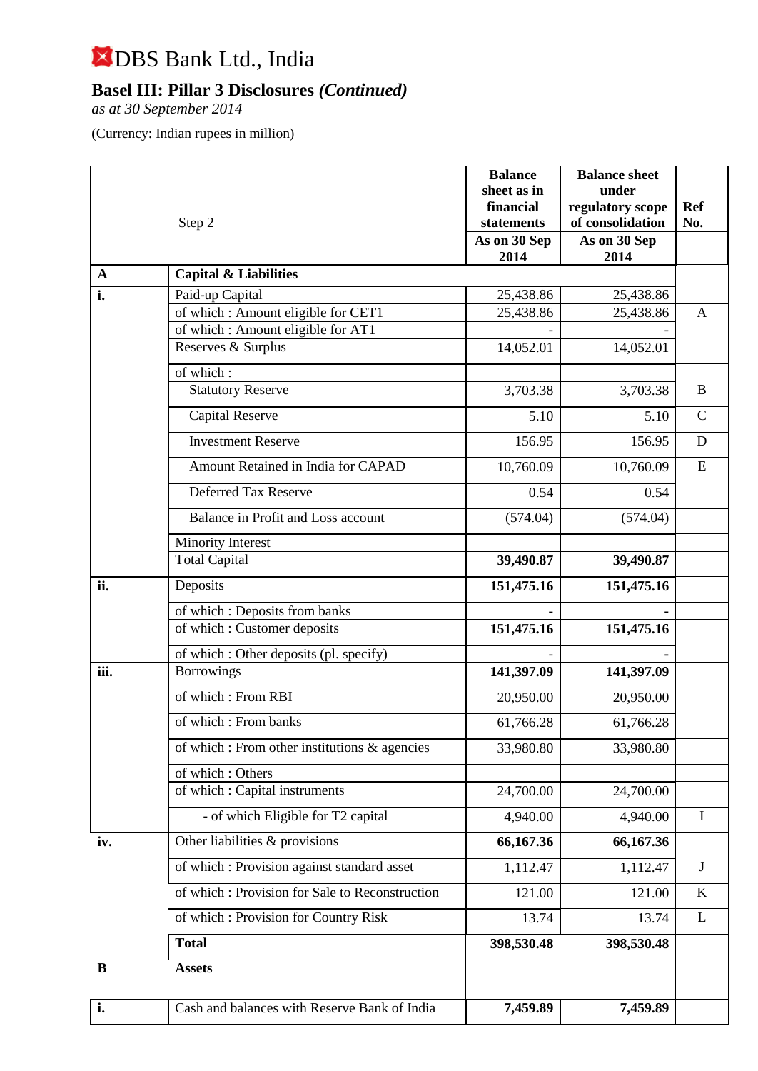# DBS Bank Ltd., India

## Basel III: Pillar 3 Disclosures *(Continued)*

*as at 30 September 2014*

(Currency: Indian rupees in million)

| Step 2 | | Balance sheet as in financial statements | Balance sheet under regulatory scope of consolidation | Ref No. |
|---|---|---|---|---|
| | | As on 30 Sep 2014 | As on 30 Sep 2014 | |
| **A** | **Capital & Liabilities** | | | |
| **i.** | Paid-up Capital | 25,438.86 | 25,438.86 | |
| | of which : Amount eligible for CET1 | 25,438.86 | 25,438.86 | A |
| | of which : Amount eligible for AT1 | - | - | |
| | Reserves & Surplus | 14,052.01 | 14,052.01 | |
| | of which : | | | |
| | Statutory Reserve | 3,703.38 | 3,703.38 | B |
| | Capital Reserve | 5.10 | 5.10 | C |
| | Investment Reserve | 156.95 | 156.95 | D |
| | Amount Retained in India for CAPAD | 10,760.09 | 10,760.09 | E |
| | Deferred Tax Reserve | 0.54 | 0.54 | |
| | Balance in Profit and Loss account | (574.04) | (574.04) | |
| | Minority Interest | | | |
| | Total Capital | **39,490.87** | **39,490.87** | |
| **ii.** | Deposits | **151,475.16** | **151,475.16** | |
| | of which : Deposits from banks | - | - | |
| | of which : Customer deposits | **151,475.16** | **151,475.16** | |
| | of which : Other deposits (pl. specify) | - | - | |
| **iii.** | Borrowings | **141,397.09** | **141,397.09** | |
| | of which : From RBI | 20,950.00 | 20,950.00 | |
| | of which : From banks | 61,766.28 | 61,766.28 | |
| | of which : From other institutions & agencies | 33,980.80 | 33,980.80 | |
| | of which : Others | | | |
| | of which : Capital instruments | 24,700.00 | 24,700.00 | |
| | - of which Eligible for T2 capital | 4,940.00 | 4,940.00 | I |
| **iv.** | Other liabilities & provisions | **66,167.36** | **66,167.36** | |
| | of which : Provision against standard asset | 1,112.47 | 1,112.47 | J |
| | of which : Provision for Sale to Reconstruction | 121.00 | 121.00 | K |
| | of which : Provision for Country Risk | 13.74 | 13.74 | L |
| | **Total** | **398,530.48** | **398,530.48** | |
| **B** | **Assets** | | | |
| **i.** | Cash and balances with Reserve Bank of India | **7,459.89** | **7,459.89** | |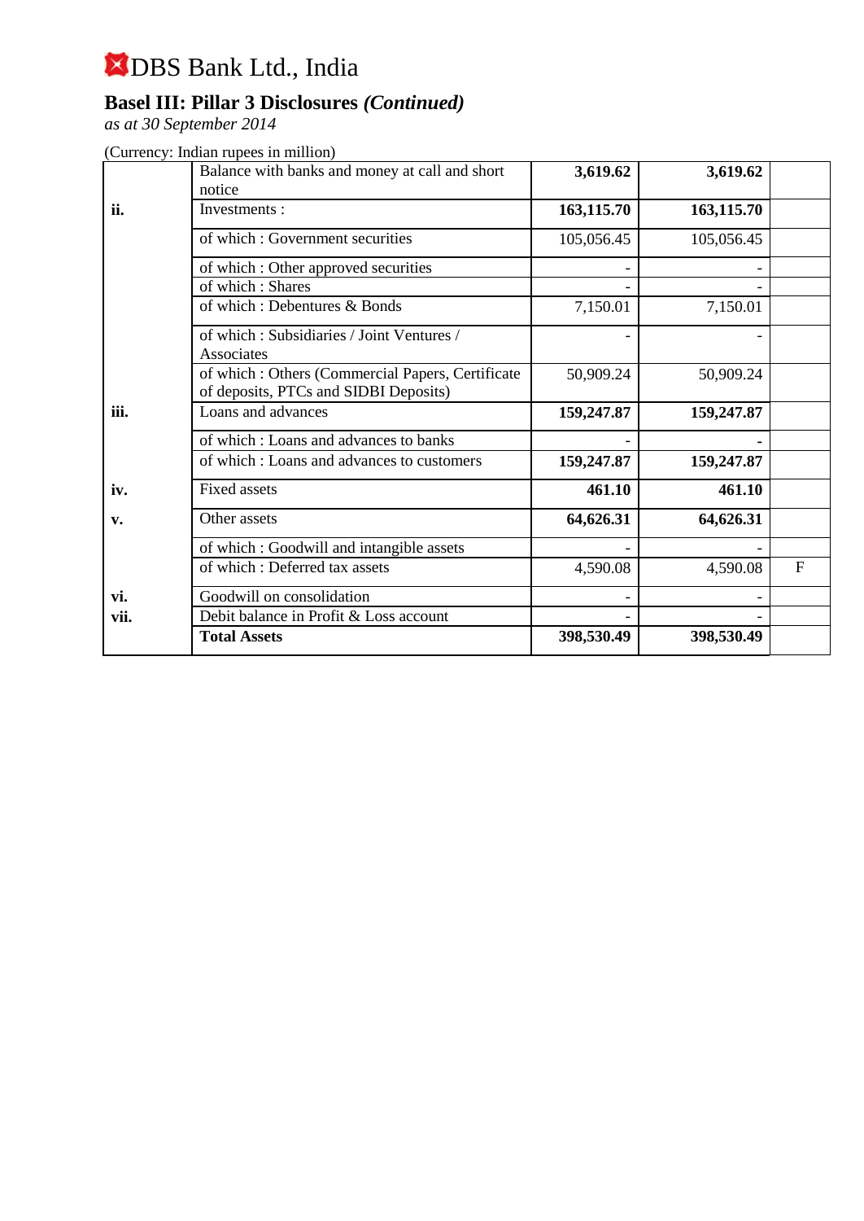# DBS Bank Ltd., India

## Basel III: Pillar 3 Disclosures *(Continued)*

*as at 30 September 2014*

(Currency: Indian rupees in million)

| | | | | |
|---|---|---|---|---|
| | Balance with banks and money at call and short notice | **3,619.62** | **3,619.62** | |
| **ii.** | Investments : | **163,115.70** | **163,115.70** | |
| | of which : Government securities | 105,056.45 | 105,056.45 | |
| | of which : Other approved securities | - | - | |
| | of which : Shares | - | - | |
| | of which : Debentures & Bonds | 7,150.01 | 7,150.01 | |
| | of which : Subsidiaries / Joint Ventures / Associates | - | - | |
| | of which : Others (Commercial Papers, Certificate of deposits, PTCs and SIDBI Deposits) | 50,909.24 | 50,909.24 | |
| **iii.** | Loans and advances | **159,247.87** | **159,247.87** | |
| | of which : Loans and advances to banks | - | - | |
| | of which : Loans and advances to customers | **159,247.87** | **159,247.87** | |
| **iv.** | Fixed assets | **461.10** | **461.10** | |
| **v.** | Other assets | **64,626.31** | **64,626.31** | |
| | of which : Goodwill and intangible assets | - | - | |
| | of which : Deferred tax assets | 4,590.08 | 4,590.08 | F |
| **vi.** | Goodwill on consolidation | - | - | |
| **vii.** | Debit balance in Profit & Loss account | - | - | |
| | **Total Assets** | **398,530.49** | **398,530.49** | |